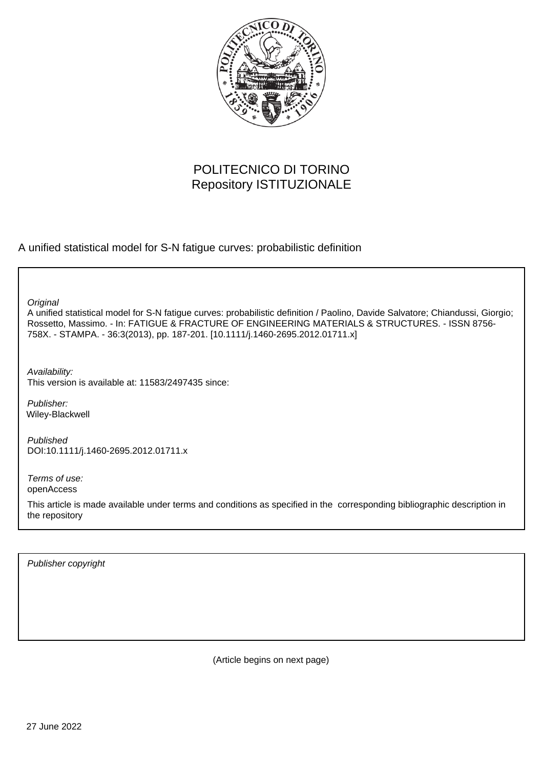POLITECNICO DI TORINO
Repository ISTITUZIONALE

A unified statistical model for S-N fatigue curves: probabilistic definition

*Original*
A unified statistical model for S-N fatigue curves: probabilistic definition / Paolino, Davide Salvatore; Chiandussi, Giorgio; Rossetto, Massimo. - In: FATIGUE & FRACTURE OF ENGINEERING MATERIALS & STRUCTURES. - ISSN 8756-758X. - STAMPA. - 36:3(2013), pp. 187-201. [10.1111/j.1460-2695.2012.01711.x]

*Availability:*
This version is available at: 11583/2497435 since:

*Publisher:*
Wiley-Blackwell

*Published*
DOI:10.1111/j.1460-2695.2012.01711.x

*Terms of use:*
openAccess

This article is made available under terms and conditions as specified in the corresponding bibliographic description in the repository

*Publisher copyright*

(Article begins on next page)

27 June 2022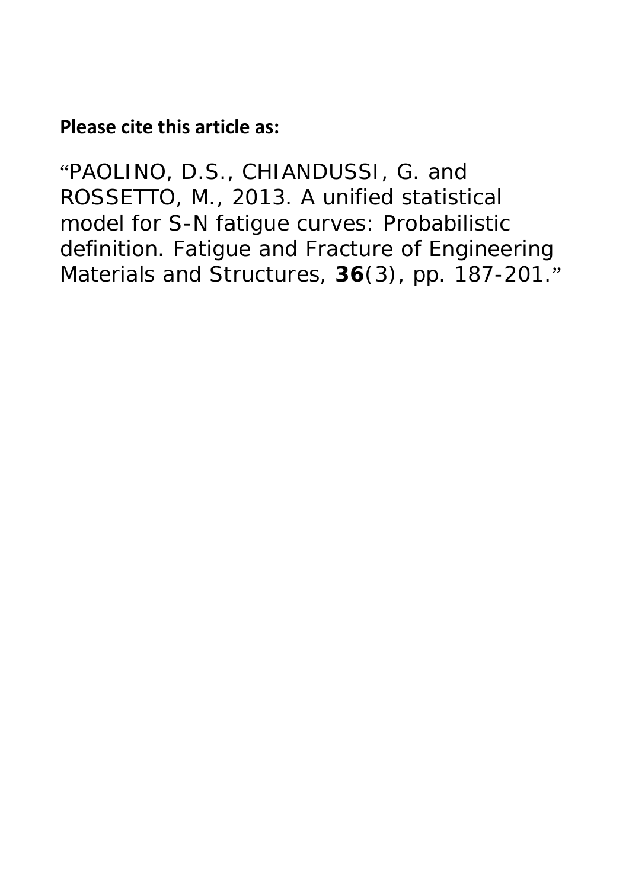**Please cite this article as:**

"PAOLINO, D.S., CHIANDUSSI, G. and ROSSETTO, M., 2013. A unified statistical model for S-N fatigue curves: Probabilistic definition. Fatigue and Fracture of Engineering Materials and Structures, **36**(3), pp. 187-201."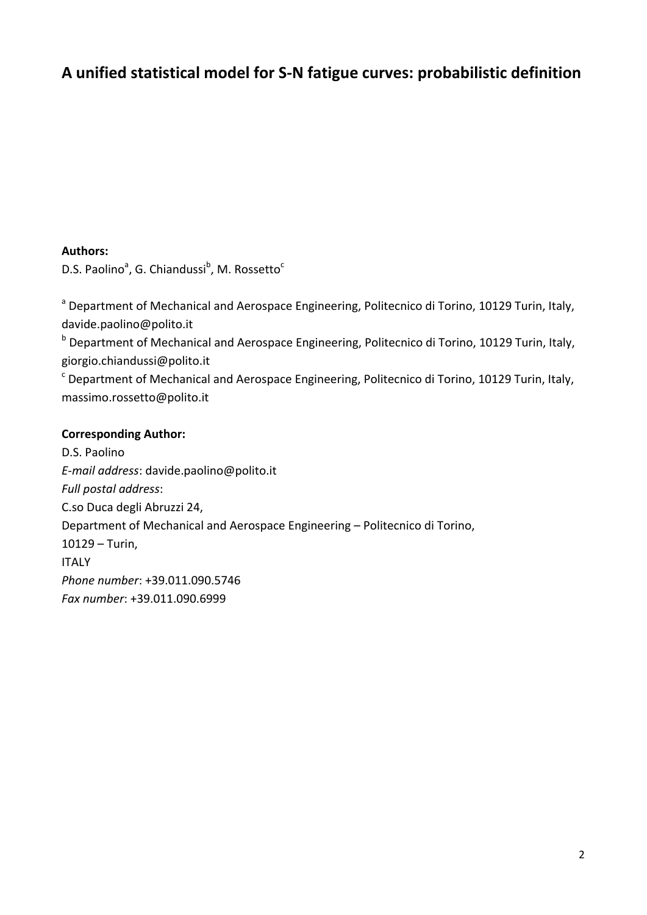# A unified statistical model for S-N fatigue curves: probabilistic definition

**Authors:**

D.S. Paolino[a], G. Chiandussi[b], M. Rossetto[c]

[a] Department of Mechanical and Aerospace Engineering, Politecnico di Torino, 10129 Turin, Italy, davide.paolino@polito.it

[b] Department of Mechanical and Aerospace Engineering, Politecnico di Torino, 10129 Turin, Italy, giorgio.chiandussi@polito.it

[c] Department of Mechanical and Aerospace Engineering, Politecnico di Torino, 10129 Turin, Italy, massimo.rossetto@polito.it

**Corresponding Author:**

D.S. Paolino

*E-mail address*: davide.paolino@polito.it

*Full postal address*:

C.so Duca degli Abruzzi 24,

Department of Mechanical and Aerospace Engineering – Politecnico di Torino,

10129 – Turin,

ITALY

*Phone number*: +39.011.090.5746

*Fax number*: +39.011.090.6999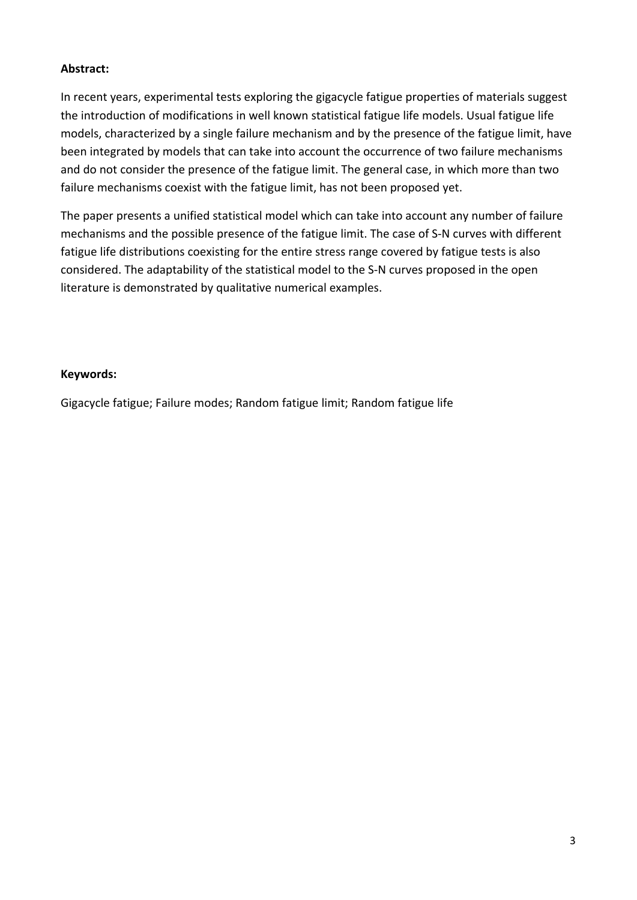**Abstract:**

In recent years, experimental tests exploring the gigacycle fatigue properties of materials suggest the introduction of modifications in well known statistical fatigue life models. Usual fatigue life models, characterized by a single failure mechanism and by the presence of the fatigue limit, have been integrated by models that can take into account the occurrence of two failure mechanisms and do not consider the presence of the fatigue limit. The general case, in which more than two failure mechanisms coexist with the fatigue limit, has not been proposed yet.

The paper presents a unified statistical model which can take into account any number of failure mechanisms and the possible presence of the fatigue limit. The case of S-N curves with different fatigue life distributions coexisting for the entire stress range covered by fatigue tests is also considered. The adaptability of the statistical model to the S-N curves proposed in the open literature is demonstrated by qualitative numerical examples.

**Keywords:**

Gigacycle fatigue; Failure modes; Random fatigue limit; Random fatigue life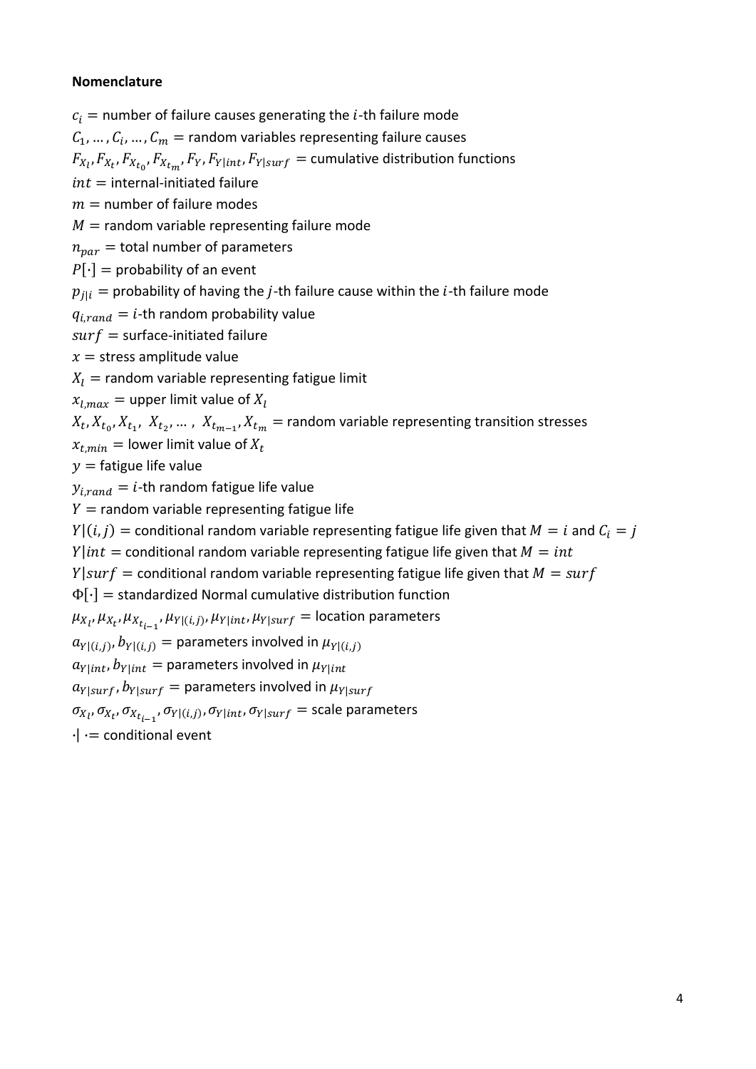**Nomenclature**

$c_i$ = number of failure causes generating the $i$-th failure mode

$C_1, \dots, C_i, \dots, C_m$ = random variables representing failure causes

$F_{X_l}, F_{X_t}, F_{X_{t_0}}, F_{X_{t_m}}, F_Y, F_{Y|int}, F_{Y|surf}$ = cumulative distribution functions

$int$ = internal-initiated failure

$m$ = number of failure modes

$M$ = random variable representing failure mode

$n_{par}$ = total number of parameters

$P[\cdot]$ = probability of an event

$p_{j|i}$ = probability of having the $j$-th failure cause within the $i$-th failure mode

$q_{i,rand}$ = $i$-th random probability value

$surf$ = surface-initiated failure

$x$ = stress amplitude value

$X_l$ = random variable representing fatigue limit

$x_{l,max}$ = upper limit value of $X_l$

$X_t, X_{t_0}, X_{t_1}, X_{t_2}, \dots, X_{t_{m-1}}, X_{t_m}$ = random variable representing transition stresses

$x_{t,min}$ = lower limit value of $X_t$

$y$ = fatigue life value

$y_{i,rand}$ = $i$-th random fatigue life value

$Y$ = random variable representing fatigue life

$Y|(i,j)$ = conditional random variable representing fatigue life given that $M = i$ and $C_i = j$

$Y|int$ = conditional random variable representing fatigue life given that $M = int$

$Y|surf$ = conditional random variable representing fatigue life given that $M = surf$

$\Phi[\cdot]$ = standardized Normal cumulative distribution function

$\mu_{X_l}, \mu_{X_t}, \mu_{X_{t_{i-1}}}, \mu_{Y|(i,j)}, \mu_{Y|int}, \mu_{Y|surf}$ = location parameters

$a_{Y|(i,j)}, b_{Y|(i,j)}$ = parameters involved in $\mu_{Y|(i,j)}$

$a_{Y|int}, b_{Y|int}$ = parameters involved in $\mu_{Y|int}$

$a_{Y|surf}, b_{Y|surf}$ = parameters involved in $\mu_{Y|surf}$

$\sigma_{X_l}, \sigma_{X_t}, \sigma_{X_{t_{i-1}}}, \sigma_{Y|(i,j)}, \sigma_{Y|int}, \sigma_{Y|surf}$ = scale parameters

$\cdot|\cdot$ = conditional event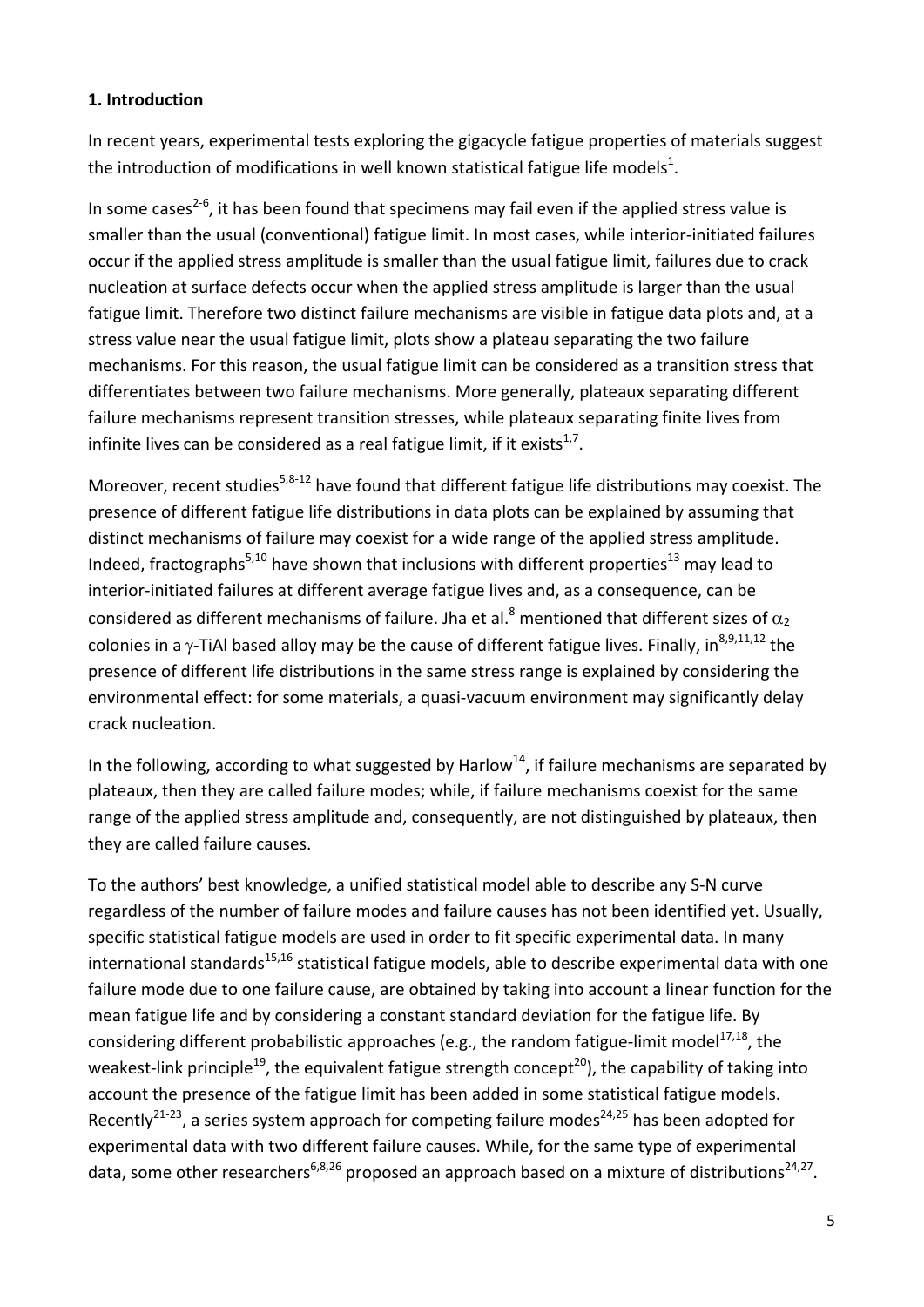## 1. Introduction

In recent years, experimental tests exploring the gigacycle fatigue properties of materials suggest the introduction of modifications in well known statistical fatigue life models[1].

In some cases[2-6], it has been found that specimens may fail even if the applied stress value is smaller than the usual (conventional) fatigue limit. In most cases, while interior-initiated failures occur if the applied stress amplitude is smaller than the usual fatigue limit, failures due to crack nucleation at surface defects occur when the applied stress amplitude is larger than the usual fatigue limit. Therefore two distinct failure mechanisms are visible in fatigue data plots and, at a stress value near the usual fatigue limit, plots show a plateau separating the two failure mechanisms. For this reason, the usual fatigue limit can be considered as a transition stress that differentiates between two failure mechanisms. More generally, plateaux separating different failure mechanisms represent transition stresses, while plateaux separating finite lives from infinite lives can be considered as a real fatigue limit, if it exists[1,7].

Moreover, recent studies[5,8-12] have found that different fatigue life distributions may coexist. The presence of different fatigue life distributions in data plots can be explained by assuming that distinct mechanisms of failure may coexist for a wide range of the applied stress amplitude. Indeed, fractographs[5,10] have shown that inclusions with different properties[13] may lead to interior-initiated failures at different average fatigue lives and, as a consequence, can be considered as different mechanisms of failure. Jha et al.[8] mentioned that different sizes of $\alpha_2$ colonies in a $\gamma$-TiAl based alloy may be the cause of different fatigue lives. Finally, in[8,9,11,12] the presence of different life distributions in the same stress range is explained by considering the environmental effect: for some materials, a quasi-vacuum environment may significantly delay crack nucleation.

In the following, according to what suggested by Harlow[14], if failure mechanisms are separated by plateaux, then they are called failure modes; while, if failure mechanisms coexist for the same range of the applied stress amplitude and, consequently, are not distinguished by plateaux, then they are called failure causes.

To the authors' best knowledge, a unified statistical model able to describe any S-N curve regardless of the number of failure modes and failure causes has not been identified yet. Usually, specific statistical fatigue models are used in order to fit specific experimental data. In many international standards[15,16] statistical fatigue models, able to describe experimental data with one failure mode due to one failure cause, are obtained by taking into account a linear function for the mean fatigue life and by considering a constant standard deviation for the fatigue life. By considering different probabilistic approaches (e.g., the random fatigue-limit model[17,18], the weakest-link principle[19], the equivalent fatigue strength concept[20]), the capability of taking into account the presence of the fatigue limit has been added in some statistical fatigue models. Recently[21-23], a series system approach for competing failure modes[24,25] has been adopted for experimental data with two different failure causes. While, for the same type of experimental data, some other researchers[6,8,26] proposed an approach based on a mixture of distributions[24,27].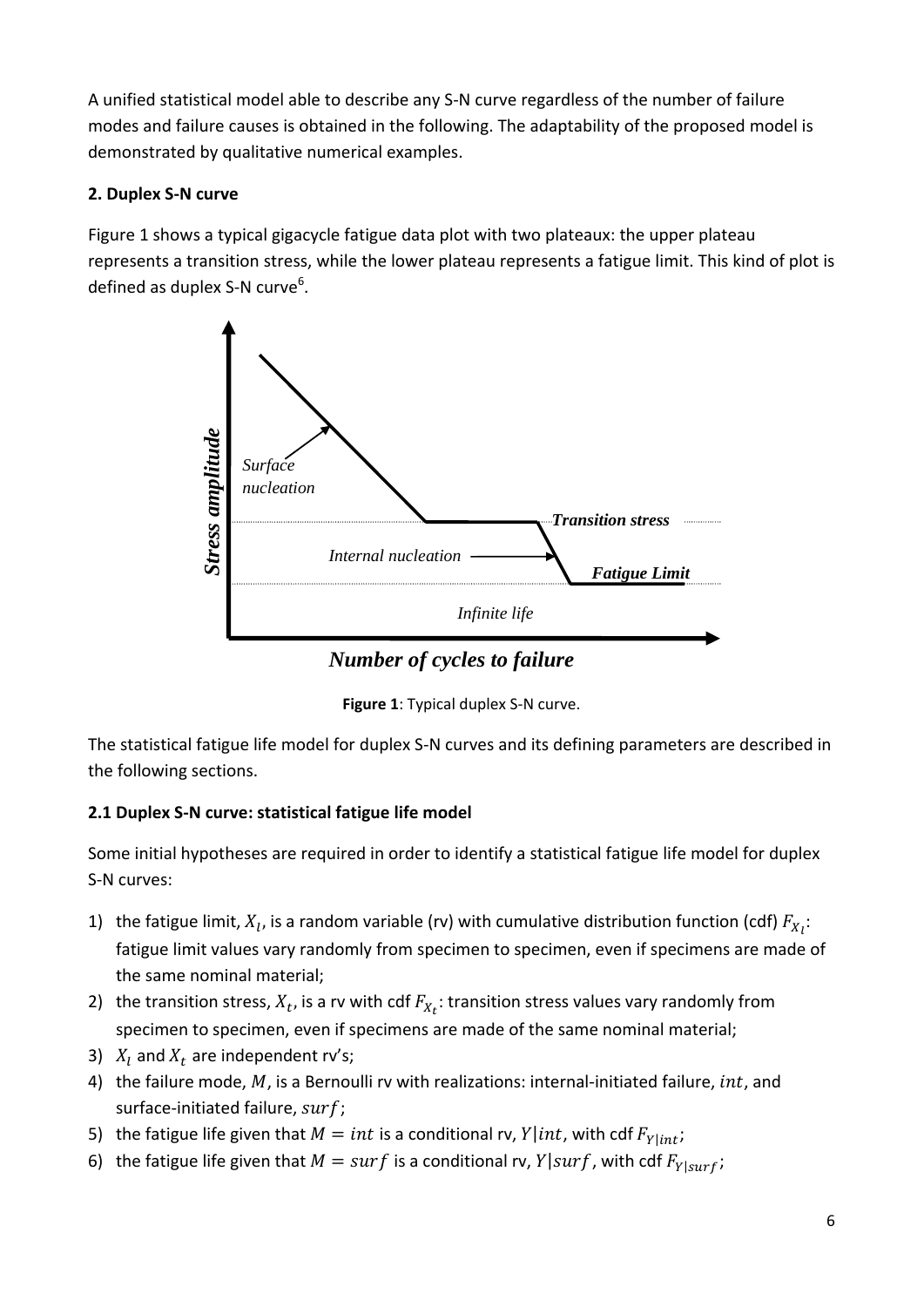A unified statistical model able to describe any S-N curve regardless of the number of failure modes and failure causes is obtained in the following. The adaptability of the proposed model is demonstrated by qualitative numerical examples.

## 2. Duplex S-N curve

Figure 1 shows a typical gigacycle fatigue data plot with two plateaux: the upper plateau represents a transition stress, while the lower plateau represents a fatigue limit. This kind of plot is defined as duplex S-N curve[6].

**Figure 1**: Typical duplex S-N curve.

The statistical fatigue life model for duplex S-N curves and its defining parameters are described in the following sections.

### 2.1 Duplex S-N curve: statistical fatigue life model

Some initial hypotheses are required in order to identify a statistical fatigue life model for duplex S-N curves:

1) the fatigue limit, $X_l$, is a random variable (rv) with cumulative distribution function (cdf) $F_{X_l}$: fatigue limit values vary randomly from specimen to specimen, even if specimens are made of the same nominal material;
2) the transition stress, $X_t$, is a rv with cdf $F_{X_t}$: transition stress values vary randomly from specimen to specimen, even if specimens are made of the same nominal material;
3) $X_l$ and $X_t$ are independent rv's;
4) the failure mode, $M$, is a Bernoulli rv with realizations: internal-initiated failure, $int$, and surface-initiated failure, $surf$;
5) the fatigue life given that $M = int$ is a conditional rv, $Y|int$, with cdf $F_{Y|int}$;
6) the fatigue life given that $M = surf$ is a conditional rv, $Y|surf$, with cdf $F_{Y|surf}$;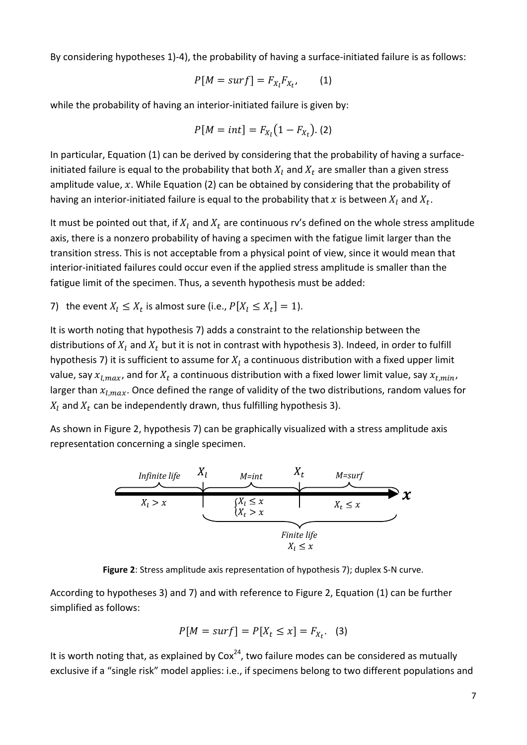By considering hypotheses 1)-4), the probability of having a surface-initiated failure is as follows:

$$P[M = surf] = F_{X_l} F_{X_t}, \qquad (1)$$

while the probability of having an interior-initiated failure is given by:

$$P[M = int] = F_{X_l}\left(1 - F_{X_t}\right). \; (2)$$

In particular, Equation (1) can be derived by considering that the probability of having a surface-initiated failure is equal to the probability that both $X_l$ and $X_t$ are smaller than a given stress amplitude value, $x$. While Equation (2) can be obtained by considering that the probability of having an interior-initiated failure is equal to the probability that $x$ is between $X_l$ and $X_t$.

It must be pointed out that, if $X_l$ and $X_t$ are continuous rv's defined on the whole stress amplitude axis, there is a nonzero probability of having a specimen with the fatigue limit larger than the transition stress. This is not acceptable from a physical point of view, since it would mean that interior-initiated failures could occur even if the applied stress amplitude is smaller than the fatigue limit of the specimen. Thus, a seventh hypothesis must be added:

7) the event $X_l \leq X_t$ is almost sure (i.e., $P[X_l \leq X_t] = 1$).

It is worth noting that hypothesis 7) adds a constraint to the relationship between the distributions of $X_l$ and $X_t$ but it is not in contrast with hypothesis 3). Indeed, in order to fulfill hypothesis 7) it is sufficient to assume for $X_l$ a continuous distribution with a fixed upper limit value, say $x_{l,max}$, and for $X_t$ a continuous distribution with a fixed lower limit value, say $x_{t,min}$, larger than $x_{l,max}$. Once defined the range of validity of the two distributions, random values for $X_l$ and $X_t$ can be independently drawn, thus fulfilling hypothesis 3).

As shown in Figure 2, hypothesis 7) can be graphically visualized with a stress amplitude axis representation concerning a single specimen.

*Infinite life* $X_l > x$ | $X_l$ | *M=int* $\begin{cases} X_l \leq x \\ X_t > x \end{cases}$ | $X_t$ | *M=surf* $X_t \leq x$ | $\boldsymbol{x}$

*Finite life* $X_l \leq x$

**Figure 2**: Stress amplitude axis representation of hypothesis 7); duplex S-N curve.

According to hypotheses 3) and 7) and with reference to Figure 2, Equation (1) can be further simplified as follows:

$$P[M = surf] = P[X_t \leq x] = F_{X_t}. \quad (3)$$

It is worth noting that, as explained by Cox[24], two failure modes can be considered as mutually exclusive if a "single risk" model applies: i.e., if specimens belong to two different populations and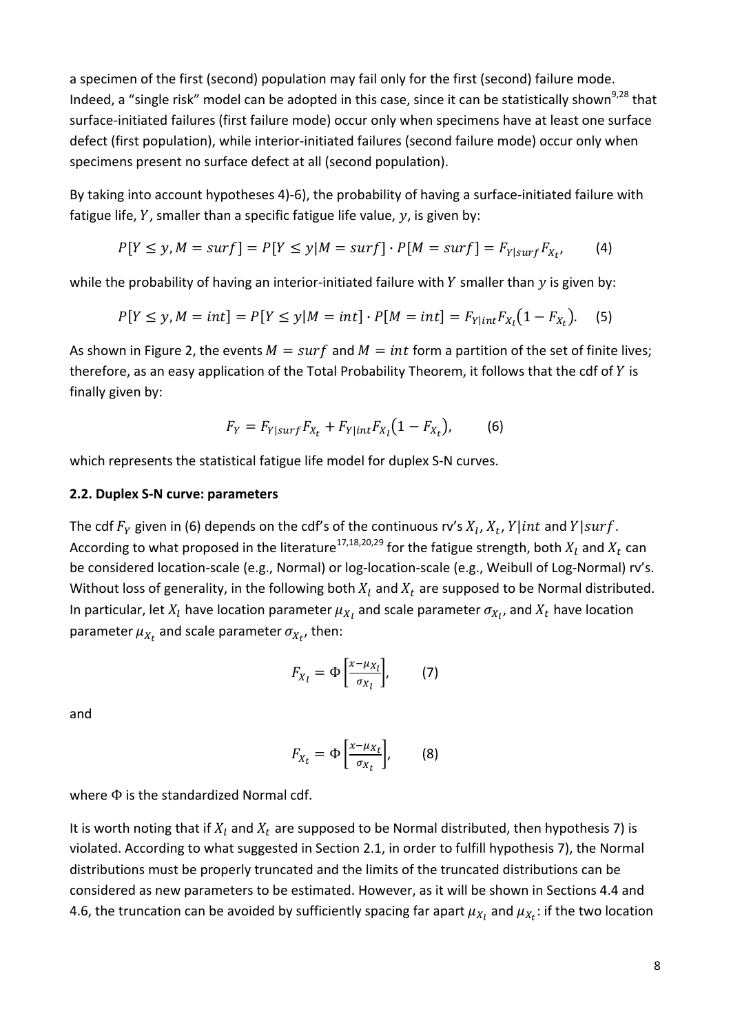a specimen of the first (second) population may fail only for the first (second) failure mode. Indeed, a "single risk" model can be adopted in this case, since it can be statistically shown[9,28] that surface-initiated failures (first failure mode) occur only when specimens have at least one surface defect (first population), while interior-initiated failures (second failure mode) occur only when specimens present no surface defect at all (second population).

By taking into account hypotheses 4)-6), the probability of having a surface-initiated failure with fatigue life, $Y$, smaller than a specific fatigue life value, $y$, is given by:

$$P[Y \leq y, M = surf] = P[Y \leq y | M = surf] \cdot P[M = surf] = F_{Y|surf} F_{X_t}, \qquad (4)$$

while the probability of having an interior-initiated failure with $Y$ smaller than $y$ is given by:

$$P[Y \leq y, M = int] = P[Y \leq y | M = int] \cdot P[M = int] = F_{Y|int} F_{X_l} (1 - F_{X_t}). \qquad (5)$$

As shown in Figure 2, the events $M = surf$ and $M = int$ form a partition of the set of finite lives; therefore, as an easy application of the Total Probability Theorem, it follows that the cdf of $Y$ is finally given by:

$$F_Y = F_{Y|surf} F_{X_t} + F_{Y|int} F_{X_l} (1 - F_{X_t}), \qquad (6)$$

which represents the statistical fatigue life model for duplex S-N curves.

### 2.2. Duplex S-N curve: parameters

The cdf $F_Y$ given in (6) depends on the cdf's of the continuous rv's $X_l$, $X_t$, $Y|int$ and $Y|surf$. According to what proposed in the literature[17,18,20,29] for the fatigue strength, both $X_l$ and $X_t$ can be considered location-scale (e.g., Normal) or log-location-scale (e.g., Weibull of Log-Normal) rv's. Without loss of generality, in the following both $X_l$ and $X_t$ are supposed to be Normal distributed. In particular, let $X_l$ have location parameter $\mu_{X_l}$ and scale parameter $\sigma_{X_l}$, and $X_t$ have location parameter $\mu_{X_t}$ and scale parameter $\sigma_{X_t}$, then:

$$F_{X_l} = \Phi\left[\frac{x - \mu_{X_l}}{\sigma_{X_l}}\right], \qquad (7)$$

and

$$F_{X_t} = \Phi\left[\frac{x - \mu_{X_t}}{\sigma_{X_t}}\right], \qquad (8)$$

where $\Phi$ is the standardized Normal cdf.

It is worth noting that if $X_l$ and $X_t$ are supposed to be Normal distributed, then hypothesis 7) is violated. According to what suggested in Section 2.1, in order to fulfill hypothesis 7), the Normal distributions must be properly truncated and the limits of the truncated distributions can be considered as new parameters to be estimated. However, as it will be shown in Sections 4.4 and 4.6, the truncation can be avoided by sufficiently spacing far apart $\mu_{X_l}$ and $\mu_{X_t}$: if the two location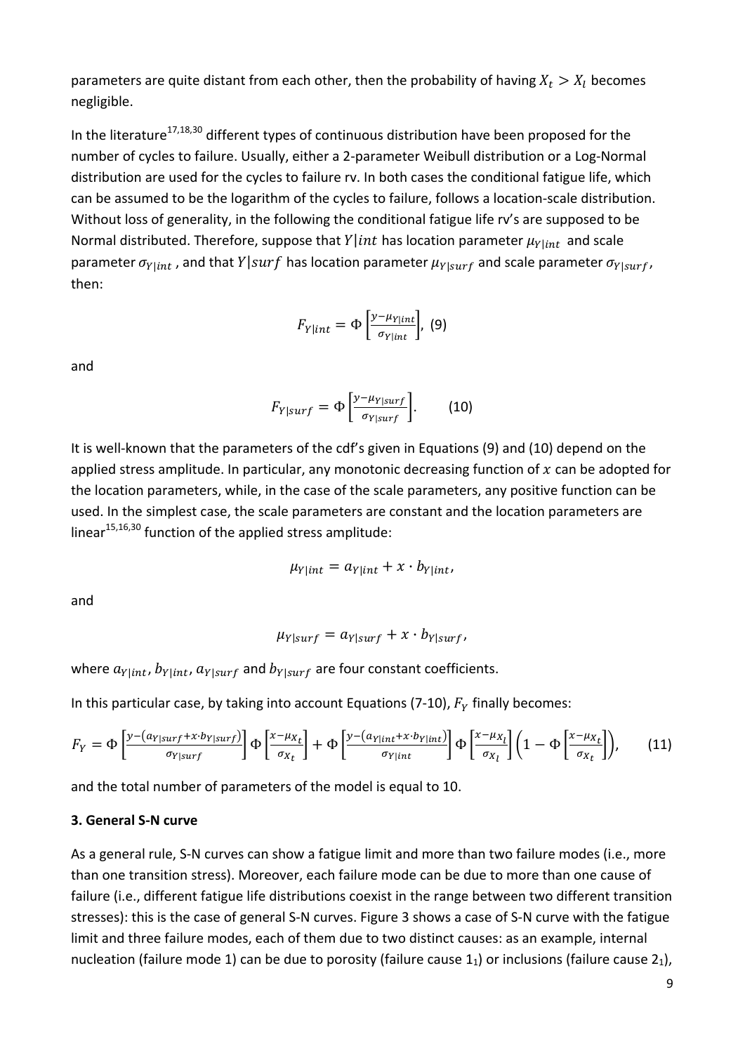parameters are quite distant from each other, then the probability of having $X_t > X_l$ becomes negligible.

In the literature[17,18,30] different types of continuous distribution have been proposed for the number of cycles to failure. Usually, either a 2-parameter Weibull distribution or a Log-Normal distribution are used for the cycles to failure rv. In both cases the conditional fatigue life, which can be assumed to be the logarithm of the cycles to failure, follows a location-scale distribution. Without loss of generality, in the following the conditional fatigue life rv's are supposed to be Normal distributed. Therefore, suppose that $Y|int$ has location parameter $\mu_{Y|int}$ and scale parameter $\sigma_{Y|int}$, and that $Y|surf$ has location parameter $\mu_{Y|surf}$ and scale parameter $\sigma_{Y|surf}$, then:

$$F_{Y|int} = \Phi\left[\frac{y-\mu_{Y|int}}{\sigma_{Y|int}}\right], \quad (9)$$

and

$$F_{Y|surf} = \Phi\left[\frac{y-\mu_{Y|surf}}{\sigma_{Y|surf}}\right]. \quad (10)$$

It is well-known that the parameters of the cdf's given in Equations (9) and (10) depend on the applied stress amplitude. In particular, any monotonic decreasing function of $x$ can be adopted for the location parameters, while, in the case of the scale parameters, any positive function can be used. In the simplest case, the scale parameters are constant and the location parameters are linear[15,16,30] function of the applied stress amplitude:

$$\mu_{Y|int} = a_{Y|int} + x \cdot b_{Y|int},$$

and

$$\mu_{Y|surf} = a_{Y|surf} + x \cdot b_{Y|surf},$$

where $a_{Y|int}$, $b_{Y|int}$, $a_{Y|surf}$ and $b_{Y|surf}$ are four constant coefficients.

In this particular case, by taking into account Equations (7-10), $F_Y$ finally becomes:

$$F_Y = \Phi\left[\frac{y-(a_{Y|surf}+x \cdot b_{Y|surf})}{\sigma_{Y|surf}}\right]\Phi\left[\frac{x-\mu_{X_t}}{\sigma_{X_t}}\right] + \Phi\left[\frac{y-(a_{Y|int}+x \cdot b_{Y|int})}{\sigma_{Y|int}}\right]\Phi\left[\frac{x-\mu_{X_l}}{\sigma_{X_l}}\right]\left(1-\Phi\left[\frac{x-\mu_{X_t}}{\sigma_{X_t}}\right]\right), \quad (11)$$

and the total number of parameters of the model is equal to 10.

### 3. General S-N curve

As a general rule, S-N curves can show a fatigue limit and more than two failure modes (i.e., more than one transition stress). Moreover, each failure mode can be due to more than one cause of failure (i.e., different fatigue life distributions coexist in the range between two different transition stresses): this is the case of general S-N curves. Figure 3 shows a case of S-N curve with the fatigue limit and three failure modes, each of them due to two distinct causes: as an example, internal nucleation (failure mode 1) can be due to porosity (failure cause $1_1$) or inclusions (failure cause $2_1$),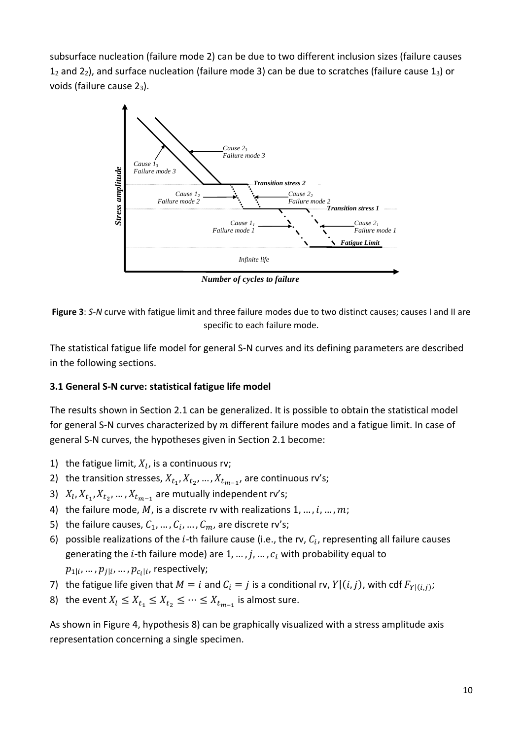subsurface nucleation (failure mode 2) can be due to two different inclusion sizes (failure causes $1_2$ and $2_2$), and surface nucleation (failure mode 3) can be due to scratches (failure cause $1_3$) or voids (failure cause $2_3$).

**Figure 3**: *S-N* curve with fatigue limit and three failure modes due to two distinct causes; causes I and II are specific to each failure mode.

The statistical fatigue life model for general S-N curves and its defining parameters are described in the following sections.

### 3.1 General S-N curve: statistical fatigue life model

The results shown in Section 2.1 can be generalized. It is possible to obtain the statistical model for general S-N curves characterized by $m$ different failure modes and a fatigue limit. In case of general S-N curves, the hypotheses given in Section 2.1 become:

1) the fatigue limit, $X_l$, is a continuous rv;
2) the transition stresses, $X_{t_1}, X_{t_2}, \dots, X_{t_{m-1}}$, are continuous rv's;
3) $X_l, X_{t_1}, X_{t_2}, \dots, X_{t_{m-1}}$ are mutually independent rv's;
4) the failure mode, $M$, is a discrete rv with realizations $1, \dots, i, \dots, m$;
5) the failure causes, $C_1, \dots, C_i, \dots, C_m$, are discrete rv's;
6) possible realizations of the $i$-th failure cause (i.e., the rv, $C_i$, representing all failure causes generating the $i$-th failure mode) are $1, \dots, j, \dots, c_i$ with probability equal to $p_{1|i}, \dots, p_{j|i}, \dots, p_{c_i|i}$, respectively;
7) the fatigue life given that $M = i$ and $C_i = j$ is a conditional rv, $Y|(i, j)$, with cdf $F_{Y|(i,j)}$;
8) the event $X_l \leq X_{t_1} \leq X_{t_2} \leq \cdots \leq X_{t_{m-1}}$ is almost sure.

As shown in Figure 4, hypothesis 8) can be graphically visualized with a stress amplitude axis representation concerning a single specimen.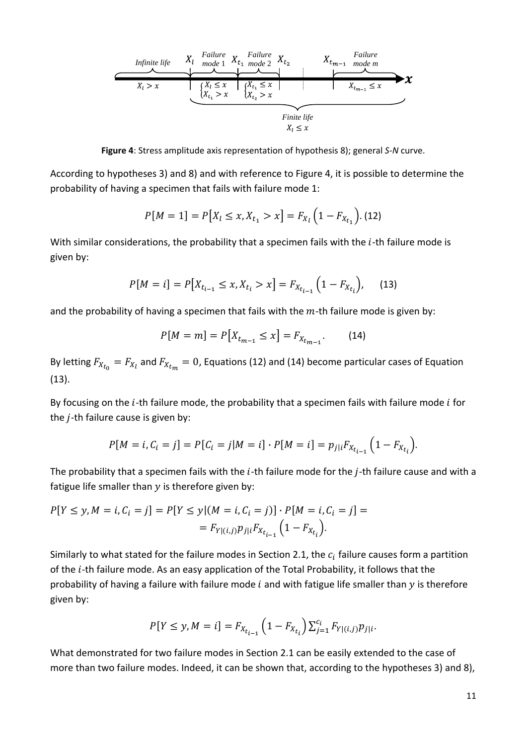**Figure 4**: Stress amplitude axis representation of hypothesis 8); general *S-N* curve.

According to hypotheses 3) and 8) and with reference to Figure 4, it is possible to determine the probability of having a specimen that fails with failure mode 1:

$$P[M=1] = P\left[X_l \leq x, X_{t_1} > x\right] = F_{X_l}\left(1 - F_{X_{t_1}}\right). \quad (12)$$

With similar considerations, the probability that a specimen fails with the $i$-th failure mode is given by:

$$P[M=i] = P\left[X_{t_{i-1}} \leq x, X_{t_i} > x\right] = F_{X_{t_{i-1}}}\left(1 - F_{X_{t_i}}\right), \quad (13)$$

and the probability of having a specimen that fails with the $m$-th failure mode is given by:

$$P[M=m] = P\left[X_{t_{m-1}} \leq x\right] = F_{X_{t_{m-1}}}. \quad (14)$$

By letting $F_{X_{t_0}} = F_{X_l}$ and $F_{X_{t_m}} = 0$, Equations (12) and (14) become particular cases of Equation (13).

By focusing on the $i$-th failure mode, the probability that a specimen fails with failure mode $i$ for the $j$-th failure cause is given by:

$$P[M=i, C_i=j] = P[C_i=j|M=i] \cdot P[M=i] = p_{j|i} F_{X_{t_{i-1}}}\left(1 - F_{X_{t_i}}\right).$$

The probability that a specimen fails with the $i$-th failure mode for the $j$-th failure cause and with a fatigue life smaller than $y$ is therefore given by:

$$P[Y \leq y, M=i, C_i=j] = P[Y \leq y|(M=i, C_i=j)] \cdot P[M=i, C_i=j] = \\ = F_{Y|(i,j)} p_{j|i} F_{X_{t_{i-1}}}\left(1 - F_{X_{t_i}}\right).$$

Similarly to what stated for the failure modes in Section 2.1, the $c_i$ failure causes form a partition of the $i$-th failure mode. As an easy application of the Total Probability, it follows that the probability of having a failure with failure mode $i$ and with fatigue life smaller than $y$ is therefore given by:

$$P[Y \leq y, M=i] = F_{X_{t_{i-1}}}\left(1 - F_{X_{t_i}}\right) \sum_{j=1}^{c_i} F_{Y|(i,j)} p_{j|i}.$$

What demonstrated for two failure modes in Section 2.1 can be easily extended to the case of more than two failure modes. Indeed, it can be shown that, according to the hypotheses 3) and 8),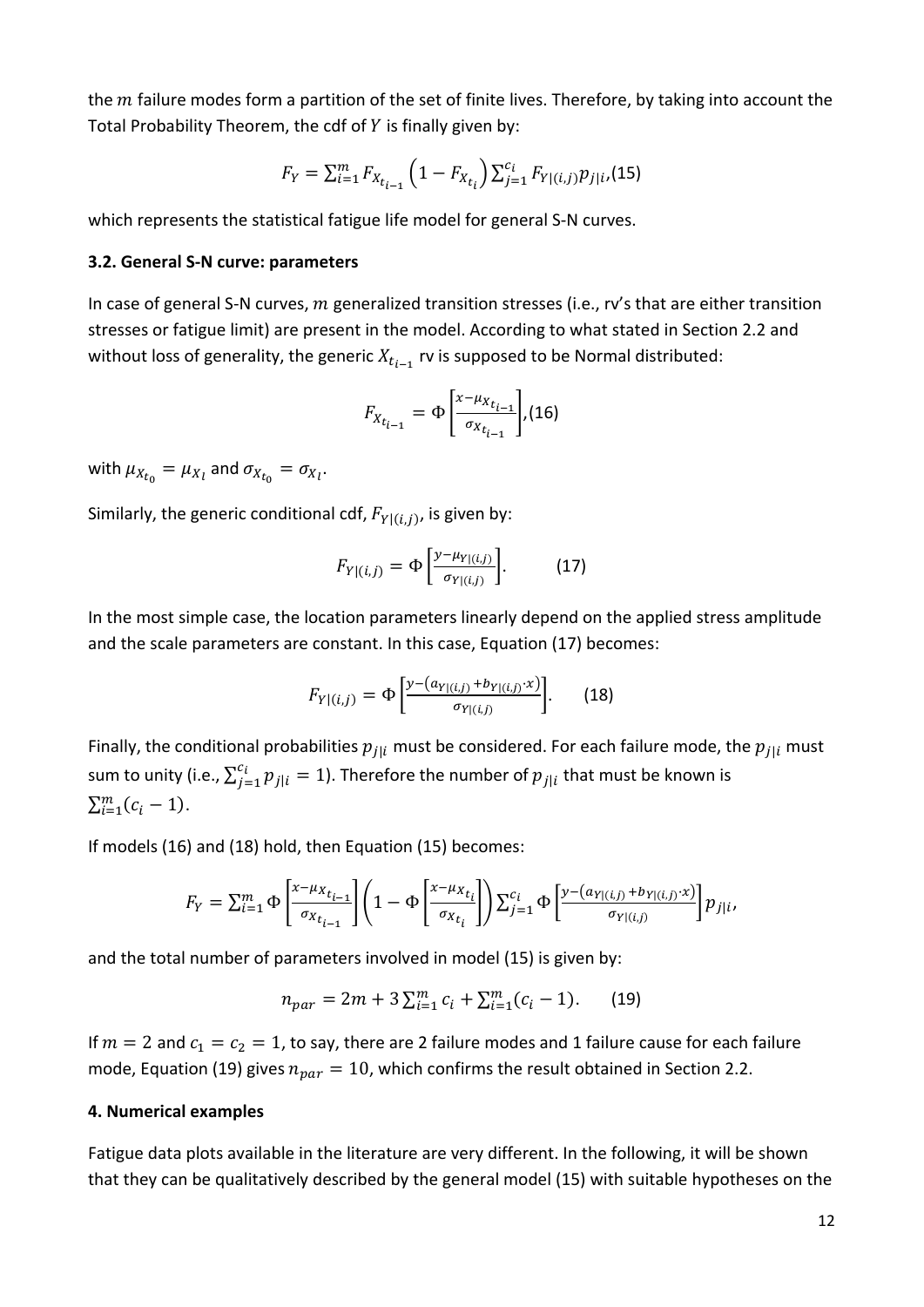the $m$ failure modes form a partition of the set of finite lives. Therefore, by taking into account the Total Probability Theorem, the cdf of $Y$ is finally given by:

$$F_Y = \sum_{i=1}^{m} F_{X_{t_{i-1}}} \left(1 - F_{X_{t_i}}\right) \sum_{j=1}^{c_i} F_{Y|(i,j)} p_{j|i}, (15)$$

which represents the statistical fatigue life model for general S-N curves.

### 3.2. General S-N curve: parameters

In case of general S-N curves, $m$ generalized transition stresses (i.e., rv's that are either transition stresses or fatigue limit) are present in the model. According to what stated in Section 2.2 and without loss of generality, the generic $X_{t_{i-1}}$ rv is supposed to be Normal distributed:

$$F_{X_{t_{i-1}}} = \Phi\left[\frac{x - \mu_{X_{t_{i-1}}}}{\sigma_{X_{t_{i-1}}}}\right], (16)$$

with $\mu_{X_{t_0}} = \mu_{X_l}$ and $\sigma_{X_{t_0}} = \sigma_{X_l}$.

Similarly, the generic conditional cdf, $F_{Y|(i,j)}$, is given by:

$$F_{Y|(i,j)} = \Phi\left[\frac{y - \mu_{Y|(i,j)}}{\sigma_{Y|(i,j)}}\right]. \qquad (17)$$

In the most simple case, the location parameters linearly depend on the applied stress amplitude and the scale parameters are constant. In this case, Equation (17) becomes:

$$F_{Y|(i,j)} = \Phi\left[\frac{y - \left(a_{Y|(i,j)} + b_{Y|(i,j)} \cdot x\right)}{\sigma_{Y|(i,j)}}\right]. \qquad (18)$$

Finally, the conditional probabilities $p_{j|i}$ must be considered. For each failure mode, the $p_{j|i}$ must sum to unity (i.e., $\sum_{j=1}^{c_i} p_{j|i} = 1$). Therefore the number of $p_{j|i}$ that must be known is $\sum_{i=1}^{m}(c_i - 1)$.

If models (16) and (18) hold, then Equation (15) becomes:

$$F_Y = \sum_{i=1}^{m} \Phi\left[\frac{x - \mu_{X_{t_{i-1}}}}{\sigma_{X_{t_{i-1}}}}\right] \left(1 - \Phi\left[\frac{x - \mu_{X_{t_i}}}{\sigma_{X_{t_i}}}\right]\right) \sum_{j=1}^{c_i} \Phi\left[\frac{y - \left(a_{Y|(i,j)} + b_{Y|(i,j)} \cdot x\right)}{\sigma_{Y|(i,j)}}\right] p_{j|i},$$

and the total number of parameters involved in model (15) is given by:

$$n_{par} = 2m + 3\sum_{i=1}^{m} c_i + \sum_{i=1}^{m}(c_i - 1). \qquad (19)$$

If $m = 2$ and $c_1 = c_2 = 1$, to say, there are 2 failure modes and 1 failure cause for each failure mode, Equation (19) gives $n_{par} = 10$, which confirms the result obtained in Section 2.2.

## 4. Numerical examples

Fatigue data plots available in the literature are very different. In the following, it will be shown that they can be qualitatively described by the general model (15) with suitable hypotheses on the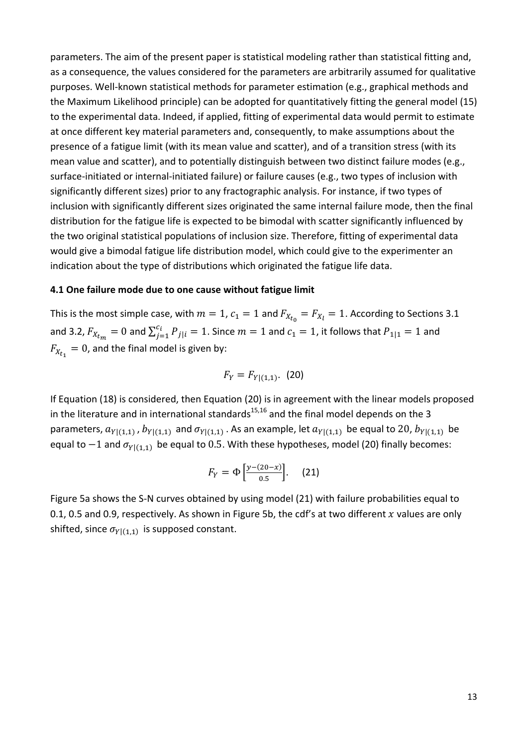parameters. The aim of the present paper is statistical modeling rather than statistical fitting and, as a consequence, the values considered for the parameters are arbitrarily assumed for qualitative purposes. Well-known statistical methods for parameter estimation (e.g., graphical methods and the Maximum Likelihood principle) can be adopted for quantitatively fitting the general model (15) to the experimental data. Indeed, if applied, fitting of experimental data would permit to estimate at once different key material parameters and, consequently, to make assumptions about the presence of a fatigue limit (with its mean value and scatter), and of a transition stress (with its mean value and scatter), and to potentially distinguish between two distinct failure modes (e.g., surface-initiated or internal-initiated failure) or failure causes (e.g., two types of inclusion with significantly different sizes) prior to any fractographic analysis. For instance, if two types of inclusion with significantly different sizes originated the same internal failure mode, then the final distribution for the fatigue life is expected to be bimodal with scatter significantly influenced by the two original statistical populations of inclusion size. Therefore, fitting of experimental data would give a bimodal fatigue life distribution model, which could give to the experimenter an indication about the type of distributions which originated the fatigue life data.

### 4.1 One failure mode due to one cause without fatigue limit

This is the most simple case, with $m = 1$, $c_1 = 1$ and $F_{X_{t_0}} = F_{X_l} = 1$. According to Sections 3.1 and 3.2, $F_{X_{t_m}} = 0$ and $\sum_{j=1}^{c_i} P_{j|i} = 1$. Since $m = 1$ and $c_1 = 1$, it follows that $P_{1|1} = 1$ and $F_{X_{t_1}} = 0$, and the final model is given by:

$$F_Y = F_{Y|(1,1)}. \quad (20)$$

If Equation (18) is considered, then Equation (20) is in agreement with the linear models proposed in the literature and in international standards[15,16] and the final model depends on the 3 parameters, $a_{Y|(1,1)}$ , $b_{Y|(1,1)}$ and $\sigma_{Y|(1,1)}$ . As an example, let $a_{Y|(1,1)}$ be equal to $20$, $b_{Y|(1,1)}$ be equal to $-1$ and $\sigma_{Y|(1,1)}$ be equal to $0.5$. With these hypotheses, model (20) finally becomes:

$$F_Y = \Phi\left[\frac{y-(20-x)}{0.5}\right]. \quad (21)$$

Figure 5a shows the S-N curves obtained by using model (21) with failure probabilities equal to 0.1, 0.5 and 0.9, respectively. As shown in Figure 5b, the cdf's at two different $x$ values are only shifted, since $\sigma_{Y|(1,1)}$ is supposed constant.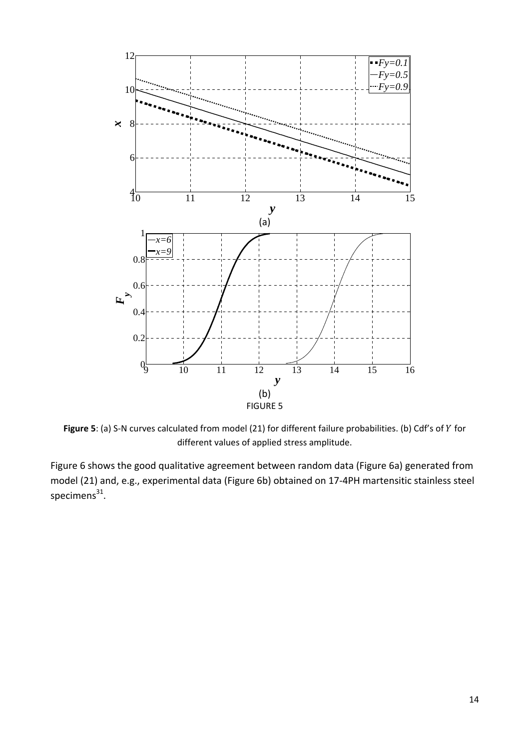**Figure 5**: (a) S-N curves calculated from model (21) for different failure probabilities. (b) Cdf's of $Y$ for different values of applied stress amplitude.

Figure 6 shows the good qualitative agreement between random data (Figure 6a) generated from model (21) and, e.g., experimental data (Figure 6b) obtained on 17-4PH martensitic stainless steel specimens[31].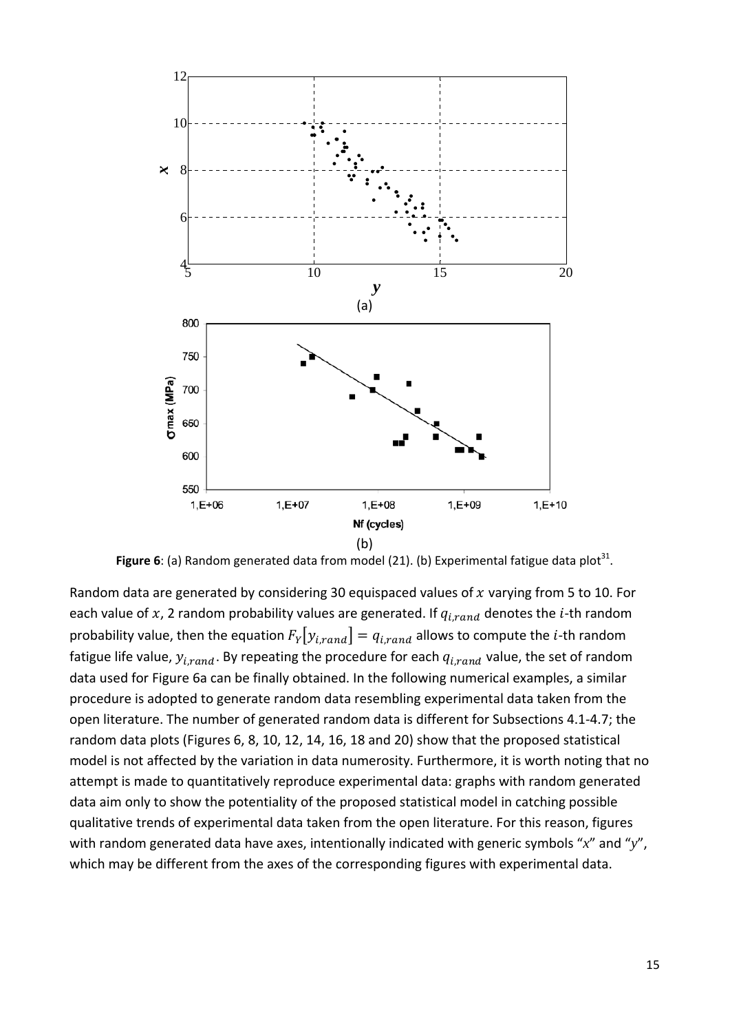**Figure 6**: (a) Random generated data from model (21). (b) Experimental fatigue data plot[31].

Random data are generated by considering 30 equispaced values of $x$ varying from 5 to 10. For each value of $x$, 2 random probability values are generated. If $q_{i,rand}$ denotes the $i$-th random probability value, then the equation $F_Y[y_{i,rand}] = q_{i,rand}$ allows to compute the $i$-th random fatigue life value, $y_{i,rand}$. By repeating the procedure for each $q_{i,rand}$ value, the set of random data used for Figure 6a can be finally obtained. In the following numerical examples, a similar procedure is adopted to generate random data resembling experimental data taken from the open literature. The number of generated random data is different for Subsections 4.1-4.7; the random data plots (Figures 6, 8, 10, 12, 14, 16, 18 and 20) show that the proposed statistical model is not affected by the variation in data numerosity. Furthermore, it is worth noting that no attempt is made to quantitatively reproduce experimental data: graphs with random generated data aim only to show the potentiality of the proposed statistical model in catching possible qualitative trends of experimental data taken from the open literature. For this reason, figures with random generated data have axes, intentionally indicated with generic symbols "$x$" and "$y$", which may be different from the axes of the corresponding figures with experimental data.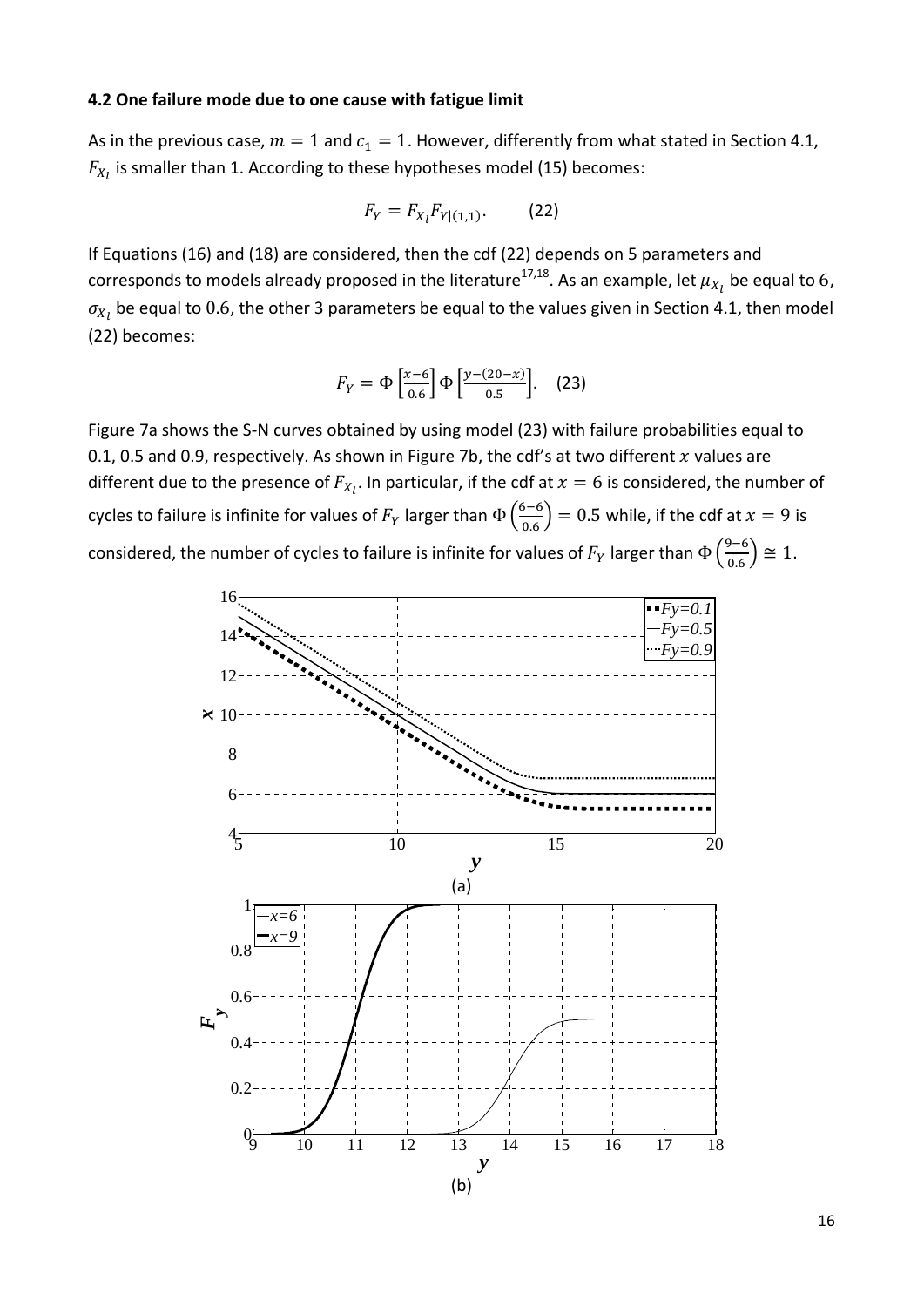### 4.2 One failure mode due to one cause with fatigue limit

As in the previous case, $m = 1$ and $c_1 = 1$. However, differently from what stated in Section 4.1, $F_{X_l}$ is smaller than 1. According to these hypotheses model (15) becomes:

$$F_Y = F_{X_l} F_{Y|(1,1)}. \qquad (22)$$

If Equations (16) and (18) are considered, then the cdf (22) depends on 5 parameters and corresponds to models already proposed in the literature[17,18]. As an example, let $\mu_{X_l}$ be equal to 6, $\sigma_{X_l}$ be equal to 0.6, the other 3 parameters be equal to the values given in Section 4.1, then model (22) becomes:

$$F_Y = \Phi\left[\frac{x-6}{0.6}\right] \Phi\left[\frac{y-(20-x)}{0.5}\right]. \qquad (23)$$

Figure 7a shows the S-N curves obtained by using model (23) with failure probabilities equal to 0.1, 0.5 and 0.9, respectively. As shown in Figure 7b, the cdf's at two different $x$ values are different due to the presence of $F_{X_l}$. In particular, if the cdf at $x = 6$ is considered, the number of cycles to failure is infinite for values of $F_Y$ larger than $\Phi\left(\frac{6-6}{0.6}\right) = 0.5$ while, if the cdf at $x = 9$ is considered, the number of cycles to failure is infinite for values of $F_Y$ larger than $\Phi\left(\frac{9-6}{0.6}\right) \cong 1$.

(a)

(b)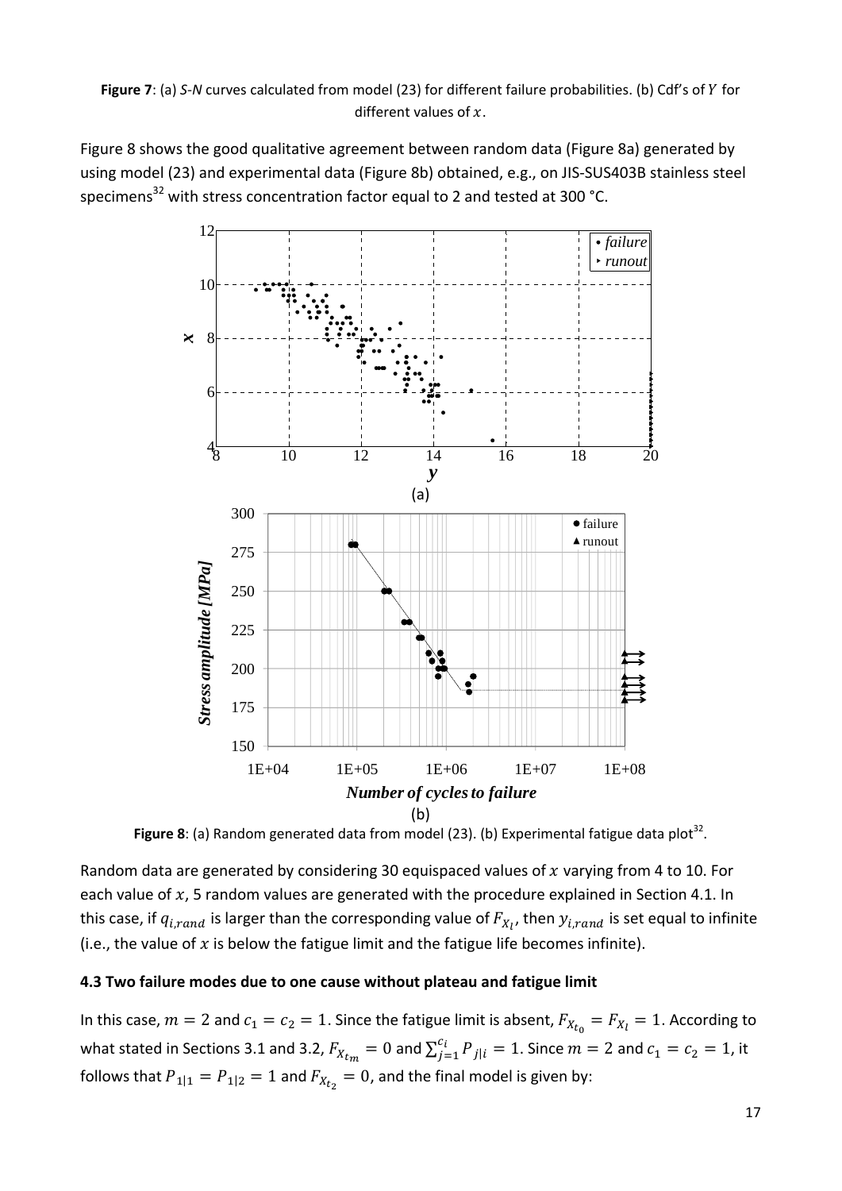**Figure 7**: (a) *S-N* curves calculated from model (23) for different failure probabilities. (b) Cdf's of $Y$ for different values of $x$.

Figure 8 shows the good qualitative agreement between random data (Figure 8a) generated by using model (23) and experimental data (Figure 8b) obtained, e.g., on JIS-SUS403B stainless steel specimens[32] with stress concentration factor equal to 2 and tested at 300 °C.

**Figure 8**: (a) Random generated data from model (23). (b) Experimental fatigue data plot[32].

Random data are generated by considering 30 equispaced values of $x$ varying from 4 to 10. For each value of $x$, 5 random values are generated with the procedure explained in Section 4.1. In this case, if $q_{i,rand}$ is larger than the corresponding value of $F_{X_l}$, then $y_{i,rand}$ is set equal to infinite (i.e., the value of $x$ is below the fatigue limit and the fatigue life becomes infinite).

### 4.3 Two failure modes due to one cause without plateau and fatigue limit

In this case, $m = 2$ and $c_1 = c_2 = 1$. Since the fatigue limit is absent, $F_{X_{t_0}} = F_{X_l} = 1$. According to what stated in Sections 3.1 and 3.2, $F_{X_{t_m}} = 0$ and $\sum_{j=1}^{c_i} P_{j|i} = 1$. Since $m = 2$ and $c_1 = c_2 = 1$, it follows that $P_{1|1} = P_{1|2} = 1$ and $F_{X_{t_2}} = 0$, and the final model is given by: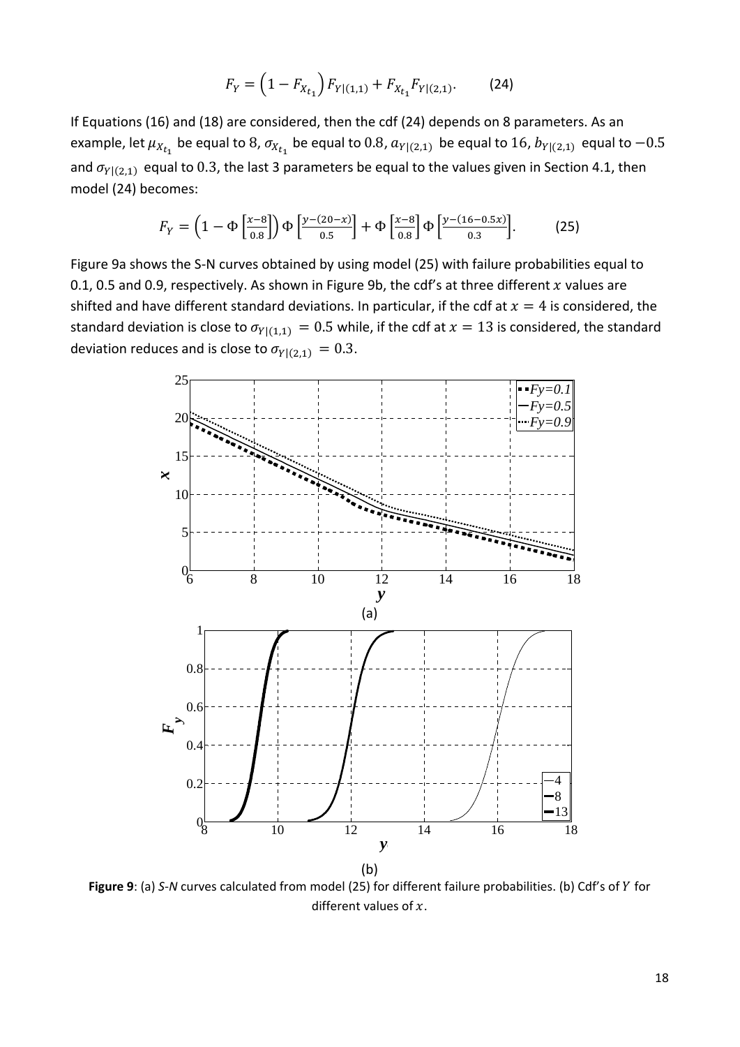$$F_Y = \left(1 - F_{X_{t_1}}\right) F_{Y|(1,1)} + F_{X_{t_1}} F_{Y|(2,1)}. \qquad (24)$$

If Equations (16) and (18) are considered, then the cdf (24) depends on 8 parameters. As an example, let $\mu_{X_{t_1}}$ be equal to $8$, $\sigma_{X_{t_1}}$ be equal to $0.8$, $a_{Y|(2,1)}$ be equal to $16$, $b_{Y|(2,1)}$ equal to $-0.5$ and $\sigma_{Y|(2,1)}$ equal to $0.3$, the last 3 parameters be equal to the values given in Section 4.1, then model (24) becomes:

$$F_Y = \left(1 - \Phi\left[\frac{x-8}{0.8}\right]\right) \Phi\left[\frac{y-(20-x)}{0.5}\right] + \Phi\left[\frac{x-8}{0.8}\right] \Phi\left[\frac{y-(16-0.5x)}{0.3}\right]. \qquad (25)$$

Figure 9a shows the S-N curves obtained by using model (25) with failure probabilities equal to 0.1, 0.5 and 0.9, respectively. As shown in Figure 9b, the cdf's at three different $x$ values are shifted and have different standard deviations. In particular, if the cdf at $x = 4$ is considered, the standard deviation is close to $\sigma_{Y|(1,1)} = 0.5$ while, if the cdf at $x = 13$ is considered, the standard deviation reduces and is close to $\sigma_{Y|(2,1)} = 0.3$.

**Figure 9**: (a) *S-N* curves calculated from model (25) for different failure probabilities. (b) Cdf's of $Y$ for different values of $x$.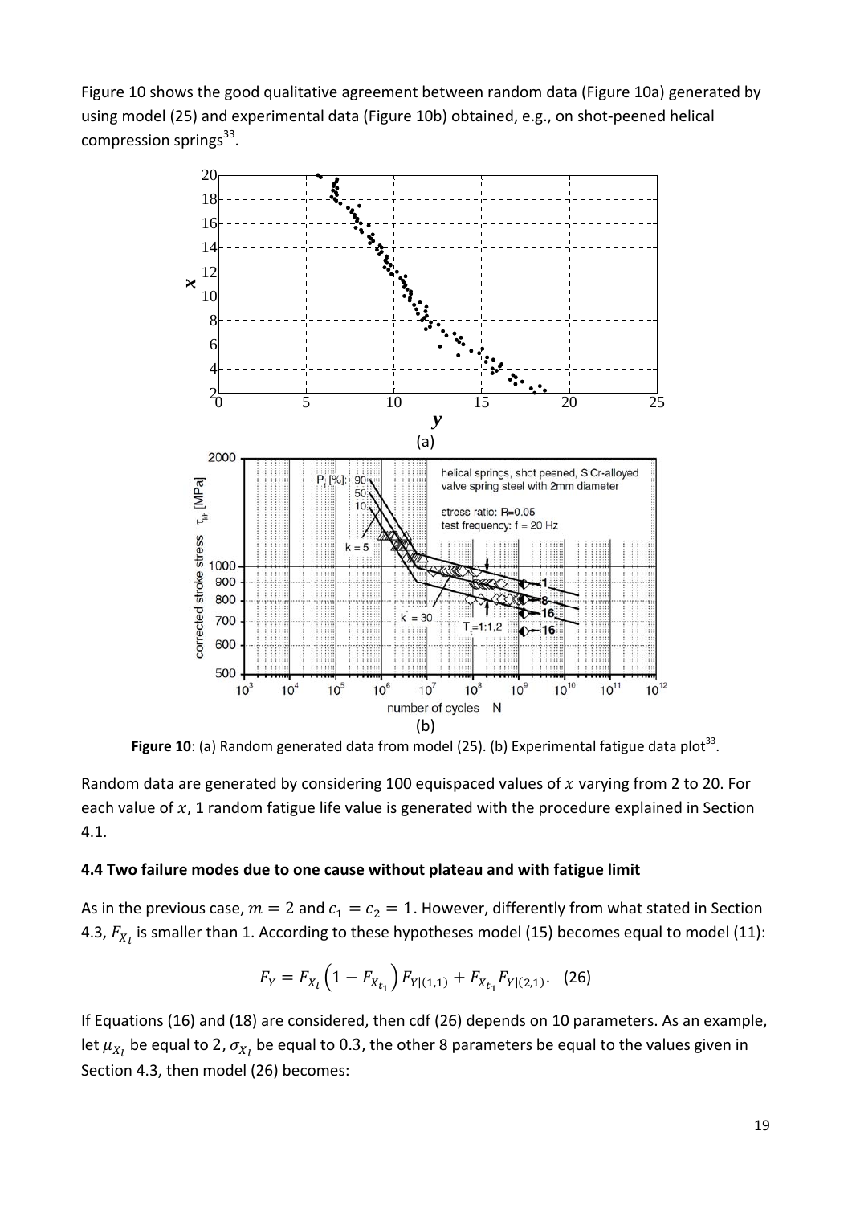Figure 10 shows the good qualitative agreement between random data (Figure 10a) generated by using model (25) and experimental data (Figure 10b) obtained, e.g., on shot-peened helical compression springs[33].

**Figure 10**: (a) Random generated data from model (25). (b) Experimental fatigue data plot[33].

Random data are generated by considering 100 equispaced values of $x$ varying from 2 to 20. For each value of $x$, 1 random fatigue life value is generated with the procedure explained in Section 4.1.

#### 4.4 Two failure modes due to one cause without plateau and with fatigue limit

As in the previous case, $m = 2$ and $c_1 = c_2 = 1$. However, differently from what stated in Section 4.3, $F_{X_l}$ is smaller than 1. According to these hypotheses model (15) becomes equal to model (11):

$$F_Y = F_{X_l}\left(1 - F_{X_{t_1}}\right)F_{Y|(1,1)} + F_{X_{t_1}}F_{Y|(2,1)}. \quad (26)$$

If Equations (16) and (18) are considered, then cdf (26) depends on 10 parameters. As an example, let $\mu_{X_l}$ be equal to 2, $\sigma_{X_l}$ be equal to 0.3, the other 8 parameters be equal to the values given in Section 4.3, then model (26) becomes: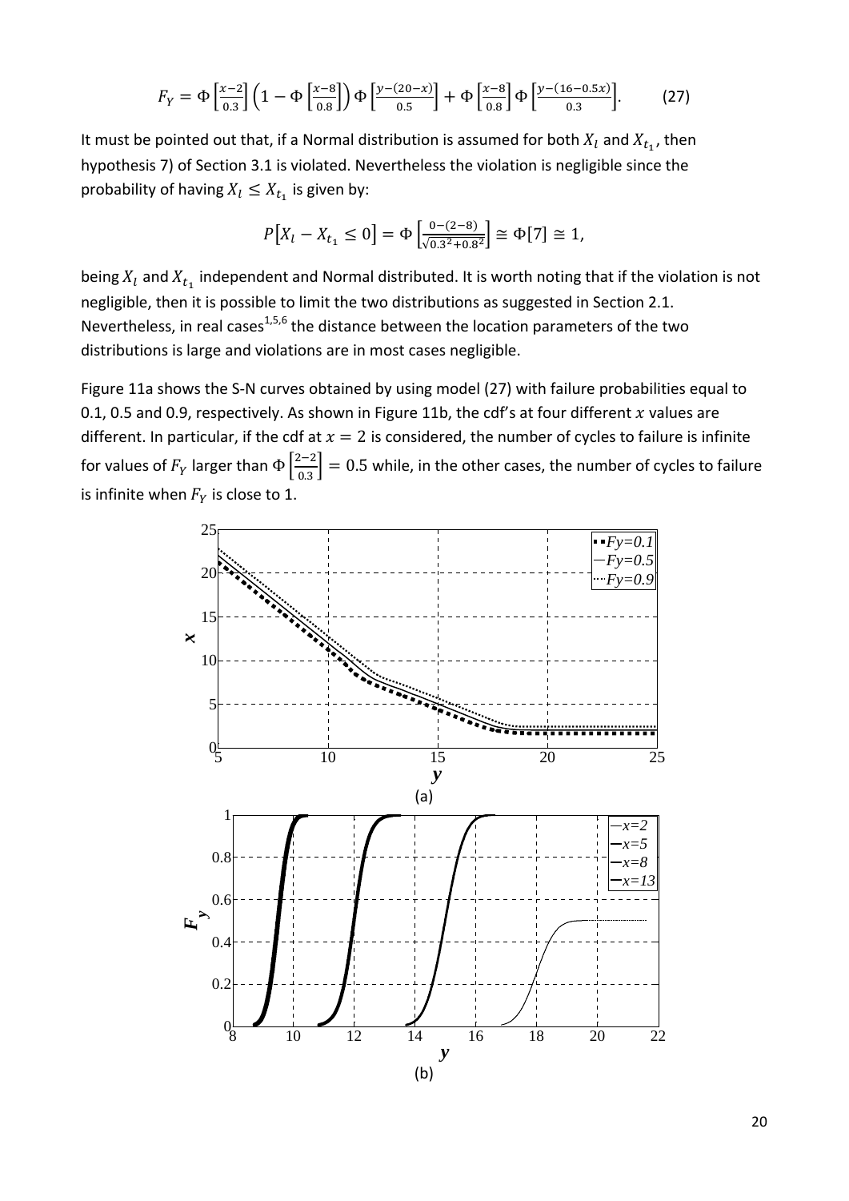$$F_Y = \Phi\left[\frac{x-2}{0.3}\right]\left(1-\Phi\left[\frac{x-8}{0.8}\right]\right)\Phi\left[\frac{y-(20-x)}{0.5}\right]+\Phi\left[\frac{x-8}{0.8}\right]\Phi\left[\frac{y-(16-0.5x)}{0.3}\right]. \tag{27}$$

It must be pointed out that, if a Normal distribution is assumed for both $X_l$ and $X_{t_1}$, then hypothesis 7) of Section 3.1 is violated. Nevertheless the violation is negligible since the probability of having $X_l \leq X_{t_1}$ is given by:

$$P\left[X_l - X_{t_1} \leq 0\right] = \Phi\left[\frac{0-(2-8)}{\sqrt{0.3^2+0.8^2}}\right] \cong \Phi[7] \cong 1,$$

being $X_l$ and $X_{t_1}$ independent and Normal distributed. It is worth noting that if the violation is not negligible, then it is possible to limit the two distributions as suggested in Section 2.1. Nevertheless, in real cases[1,5,6] the distance between the location parameters of the two distributions is large and violations are in most cases negligible.

Figure 11a shows the S-N curves obtained by using model (27) with failure probabilities equal to 0.1, 0.5 and 0.9, respectively. As shown in Figure 11b, the cdf's at four different $x$ values are different. In particular, if the cdf at $x = 2$ is considered, the number of cycles to failure is infinite for values of $F_Y$ larger than $\Phi\left[\frac{2-2}{0.3}\right] = 0.5$ while, in the other cases, the number of cycles to failure is infinite when $F_Y$ is close to 1.

(a)

(b)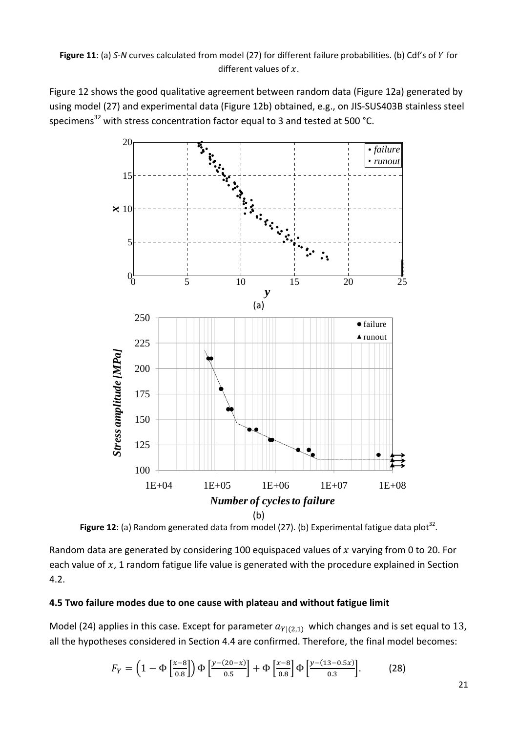**Figure 11**: (a) *S-N* curves calculated from model (27) for different failure probabilities. (b) Cdf's of $Y$ for different values of $x$.

Figure 12 shows the good qualitative agreement between random data (Figure 12a) generated by using model (27) and experimental data (Figure 12b) obtained, e.g., on JIS-SUS403B stainless steel specimens[32] with stress concentration factor equal to 3 and tested at 500 °C.

**Figure 12**: (a) Random generated data from model (27). (b) Experimental fatigue data plot[32].

Random data are generated by considering 100 equispaced values of $x$ varying from 0 to 20. For each value of $x$, 1 random fatigue life value is generated with the procedure explained in Section 4.2.

### 4.5 Two failure modes due to one cause with plateau and without fatigue limit

Model (24) applies in this case. Except for parameter $a_{Y|(2,1)}$ which changes and is set equal to 13, all the hypotheses considered in Section 4.4 are confirmed. Therefore, the final model becomes:

$$F_Y = \left(1 - \Phi\left[\frac{x-8}{0.8}\right]\right)\Phi\left[\frac{y-(20-x)}{0.5}\right] + \Phi\left[\frac{x-8}{0.8}\right]\Phi\left[\frac{y-(13-0.5x)}{0.3}\right]. \qquad (28)$$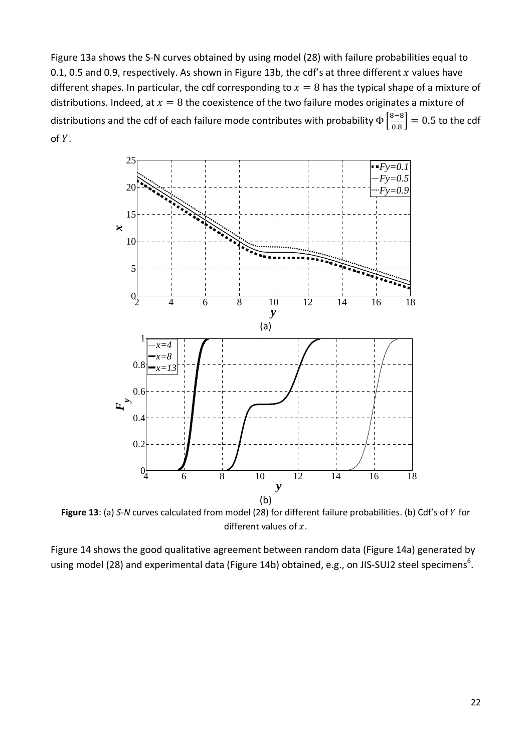Figure 13a shows the S-N curves obtained by using model (28) with failure probabilities equal to 0.1, 0.5 and 0.9, respectively. As shown in Figure 13b, the cdf's at three different $x$ values have different shapes. In particular, the cdf corresponding to $x = 8$ has the typical shape of a mixture of distributions. Indeed, at $x = 8$ the coexistence of the two failure modes originates a mixture of distributions and the cdf of each failure mode contributes with probability $\Phi\left[\frac{8-8}{0.8}\right] = 0.5$ to the cdf of $Y$.

**Figure 13**: (a) *S-N* curves calculated from model (28) for different failure probabilities. (b) Cdf's of $Y$ for different values of $x$.

Figure 14 shows the good qualitative agreement between random data (Figure 14a) generated by using model (28) and experimental data (Figure 14b) obtained, e.g., on JIS-SUJ2 steel specimens[6].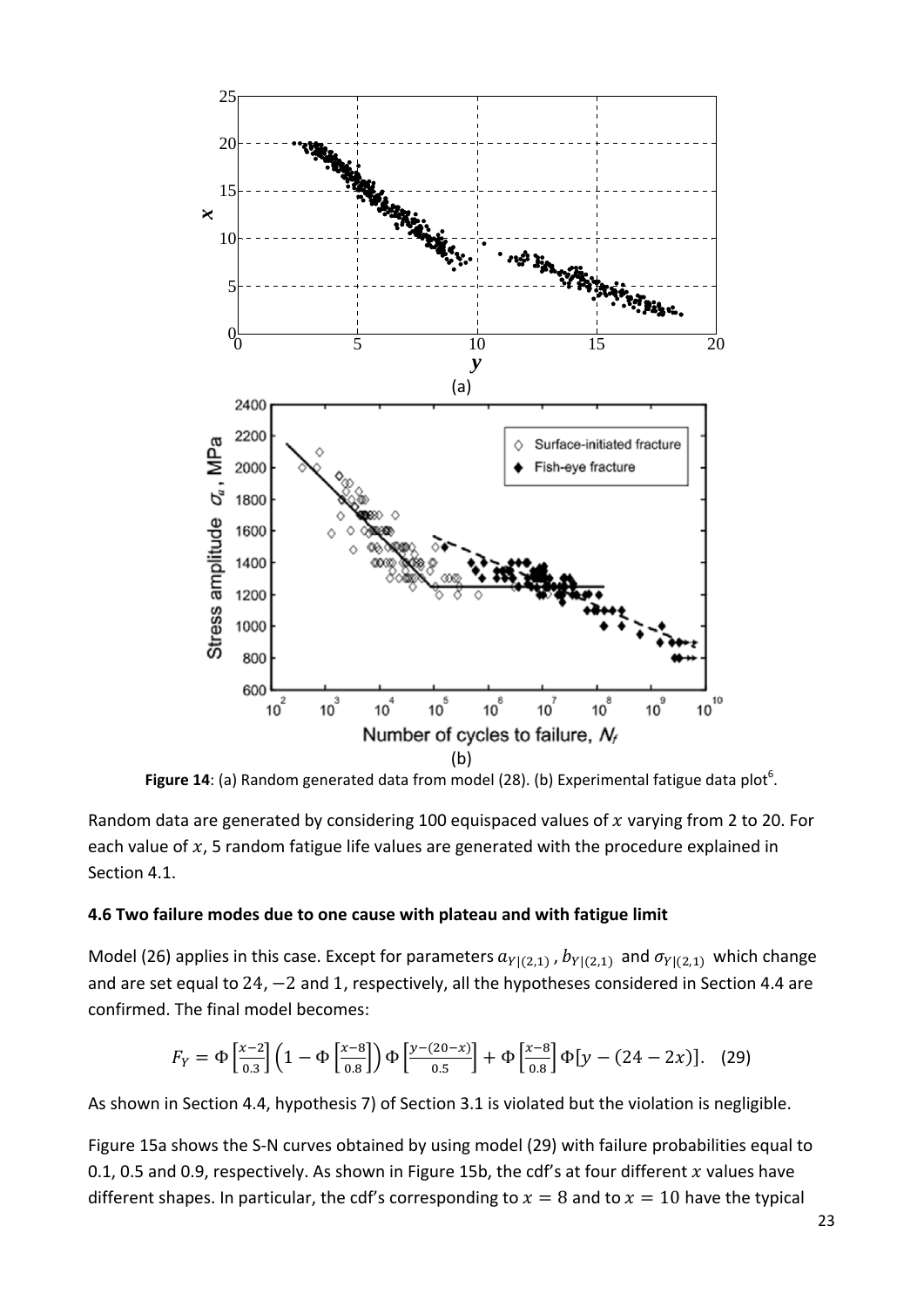**Figure 14**: (a) Random generated data from model (28). (b) Experimental fatigue data plot[6].

Random data are generated by considering 100 equispaced values of $x$ varying from 2 to 20. For each value of $x$, 5 random fatigue life values are generated with the procedure explained in Section 4.1.

### 4.6 Two failure modes due to one cause with plateau and with fatigue limit

Model (26) applies in this case. Except for parameters $a_{Y|(2,1)}$, $b_{Y|(2,1)}$ and $\sigma_{Y|(2,1)}$ which change and are set equal to $24$, $-2$ and $1$, respectively, all the hypotheses considered in Section 4.4 are confirmed. The final model becomes:

$$F_Y = \Phi\left[\frac{x-2}{0.3}\right]\left(1-\Phi\left[\frac{x-8}{0.8}\right]\right)\Phi\left[\frac{y-(20-x)}{0.5}\right] + \Phi\left[\frac{x-8}{0.8}\right]\Phi[y-(24-2x)]. \quad (29)$$

As shown in Section 4.4, hypothesis 7) of Section 3.1 is violated but the violation is negligible.

Figure 15a shows the S-N curves obtained by using model (29) with failure probabilities equal to 0.1, 0.5 and 0.9, respectively. As shown in Figure 15b, the cdf's at four different $x$ values have different shapes. In particular, the cdf's corresponding to $x = 8$ and to $x = 10$ have the typical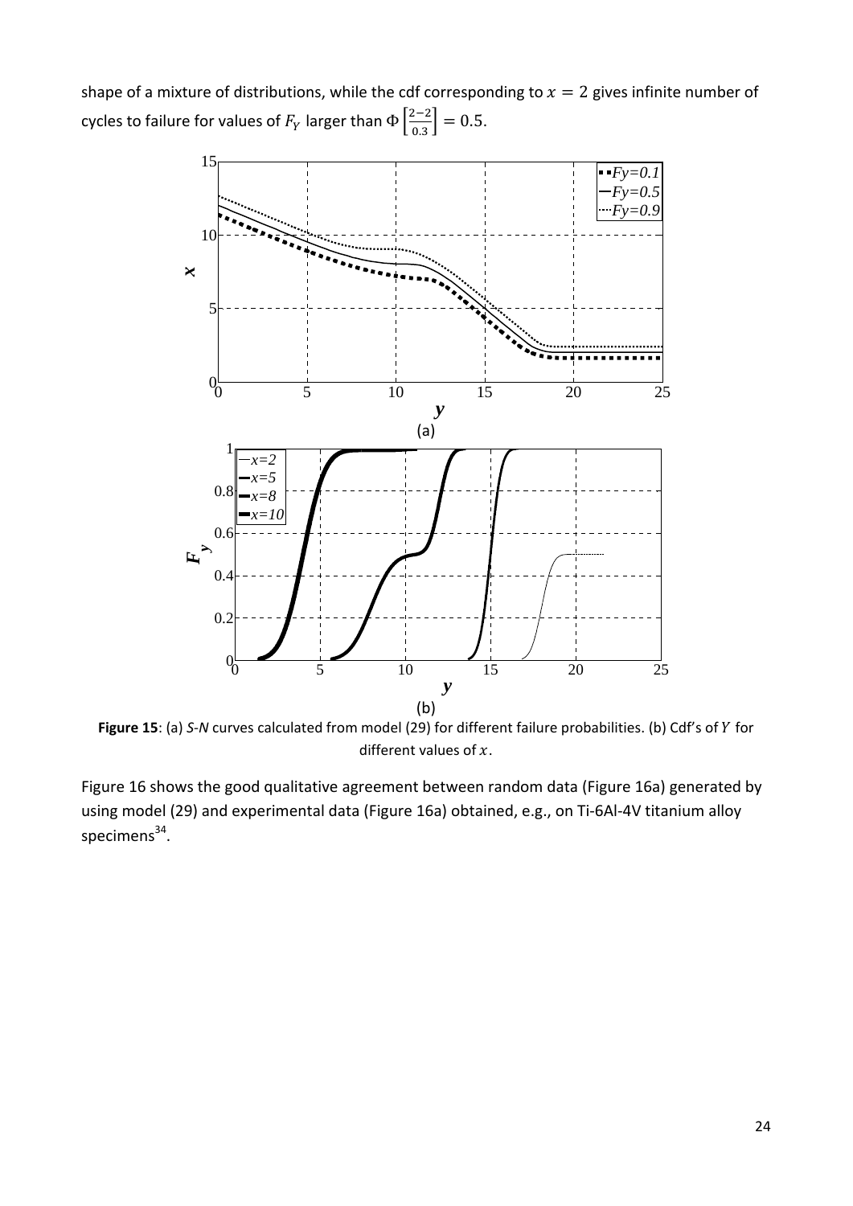shape of a mixture of distributions, while the cdf corresponding to $x = 2$ gives infinite number of cycles to failure for values of $F_Y$ larger than $\Phi\left[\frac{2-2}{0.3}\right] = 0.5$.

**Figure 15**: (a) *S-N* curves calculated from model (29) for different failure probabilities. (b) Cdf's of $Y$ for different values of $x$.

Figure 16 shows the good qualitative agreement between random data (Figure 16a) generated by using model (29) and experimental data (Figure 16a) obtained, e.g., on Ti-6Al-4V titanium alloy specimens[34].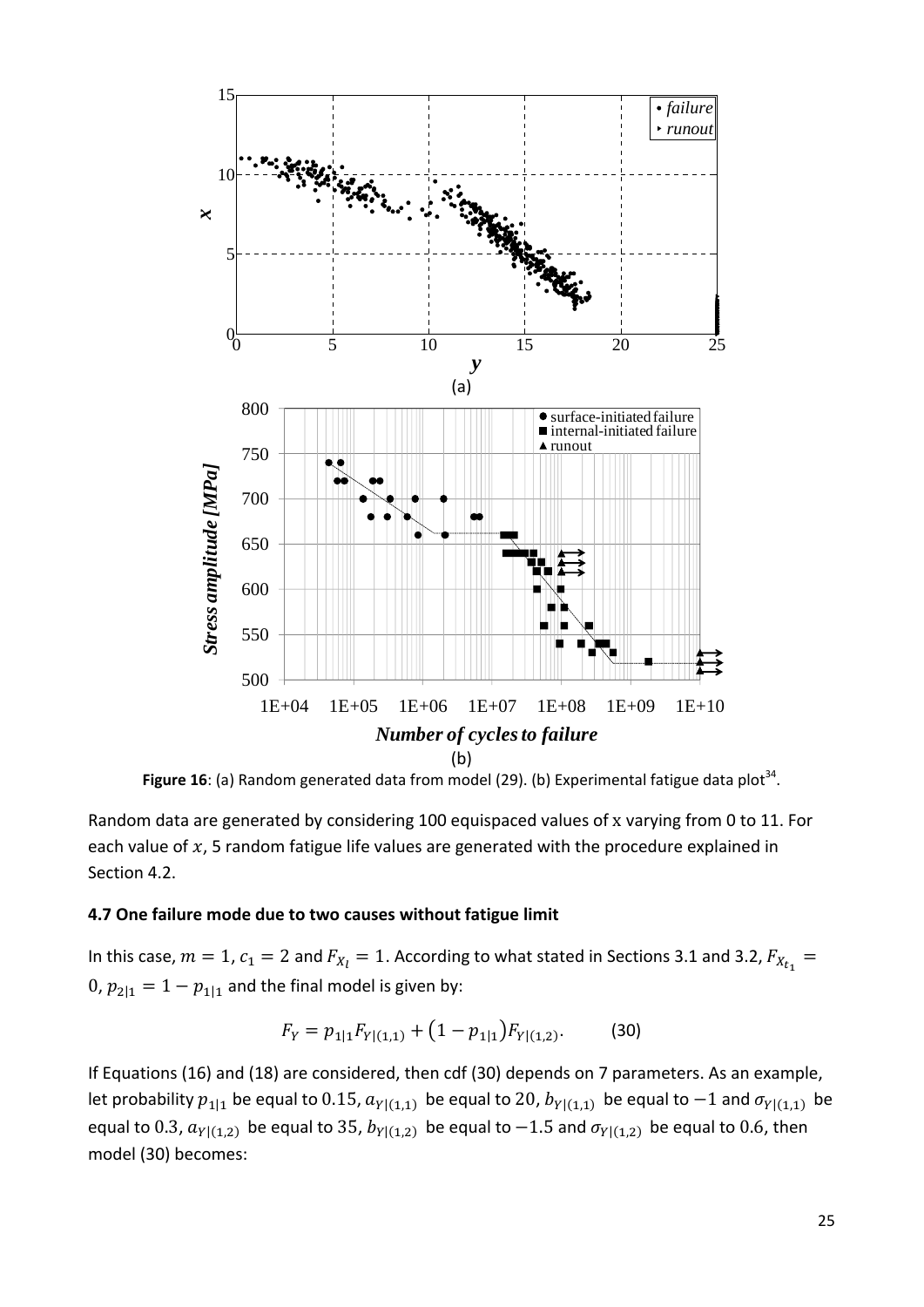**Figure 16**: (a) Random generated data from model (29). (b) Experimental fatigue data plot[34].

Random data are generated by considering 100 equispaced values of x varying from 0 to 11. For each value of $x$, 5 random fatigue life values are generated with the procedure explained in Section 4.2.

### 4.7 One failure mode due to two causes without fatigue limit

In this case, $m = 1$, $c_1 = 2$ and $F_{X_l} = 1$. According to what stated in Sections 3.1 and 3.2, $F_{X_{t_1}} = 0$, $p_{2|1} = 1 - p_{1|1}$ and the final model is given by:

$$F_Y = p_{1|1} F_{Y|(1,1)} + (1 - p_{1|1}) F_{Y|(1,2)}. \qquad (30)$$

If Equations (16) and (18) are considered, then cdf (30) depends on 7 parameters. As an example, let probability $p_{1|1}$ be equal to 0.15, $a_{Y|(1,1)}$ be equal to 20, $b_{Y|(1,1)}$ be equal to $-1$ and $\sigma_{Y|(1,1)}$ be equal to 0.3, $a_{Y|(1,2)}$ be equal to 35, $b_{Y|(1,2)}$ be equal to $-1.5$ and $\sigma_{Y|(1,2)}$ be equal to 0.6, then model (30) becomes: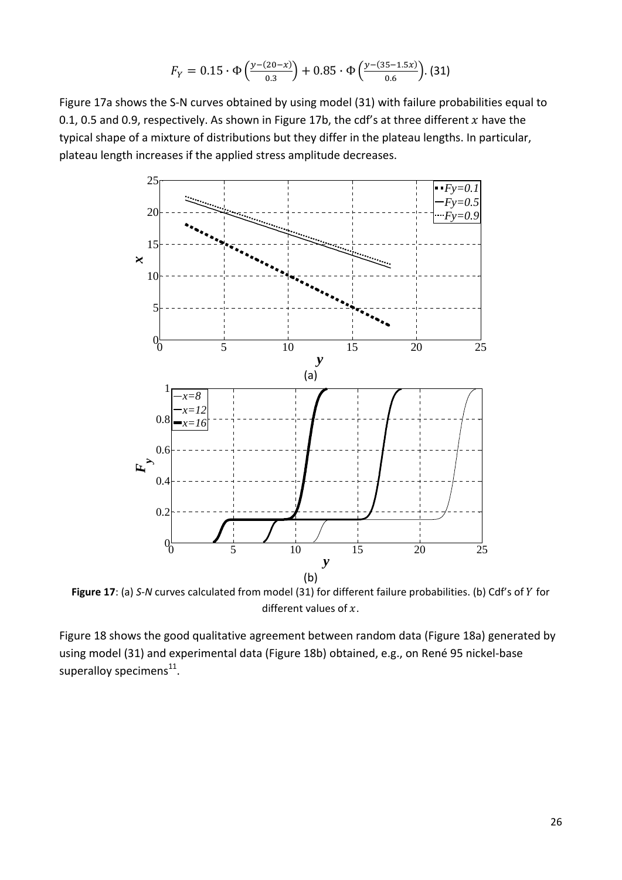$$F_Y = 0.15 \cdot \Phi\left(\frac{y-(20-x)}{0.3}\right) + 0.85 \cdot \Phi\left(\frac{y-(35-1.5x)}{0.6}\right). \text{(31)}$$

Figure 17a shows the S-N curves obtained by using model (31) with failure probabilities equal to 0.1, 0.5 and 0.9, respectively. As shown in Figure 17b, the cdf's at three different $x$ have the typical shape of a mixture of distributions but they differ in the plateau lengths. In particular, plateau length increases if the applied stress amplitude decreases.

**Figure 17**: (a) *S-N* curves calculated from model (31) for different failure probabilities. (b) Cdf's of $Y$ for different values of $x$.

Figure 18 shows the good qualitative agreement between random data (Figure 18a) generated by using model (31) and experimental data (Figure 18b) obtained, e.g., on René 95 nickel-base superalloy specimens[11].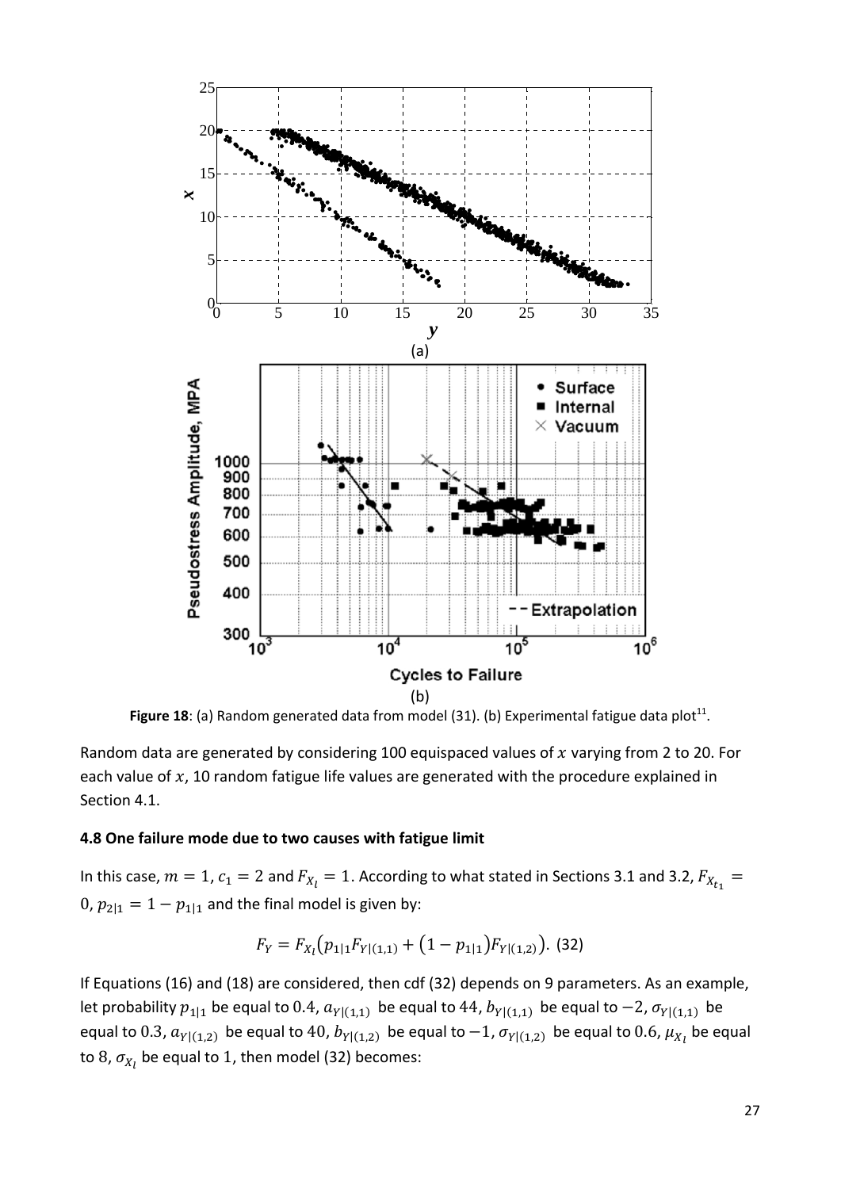**Figure 18**: (a) Random generated data from model (31). (b) Experimental fatigue data plot[11].

Random data are generated by considering 100 equispaced values of $x$ varying from 2 to 20. For each value of $x$, 10 random fatigue life values are generated with the procedure explained in Section 4.1.

### 4.8 One failure mode due to two causes with fatigue limit

In this case, $m = 1$, $c_1 = 2$ and $F_{X_l} = 1$. According to what stated in Sections 3.1 and 3.2, $F_{X_{t_1}} = 0$, $p_{2|1} = 1 - p_{1|1}$ and the final model is given by:

$$F_Y = F_{X_l}\left(p_{1|1}F_{Y|(1,1)} + \left(1 - p_{1|1}\right)F_{Y|(1,2)}\right). \quad (32)$$

If Equations (16) and (18) are considered, then cdf (32) depends on 9 parameters. As an example, let probability $p_{1|1}$ be equal to $0.4$, $a_{Y|(1,1)}$ be equal to $44$, $b_{Y|(1,1)}$ be equal to $-2$, $\sigma_{Y|(1,1)}$ be equal to $0.3$, $a_{Y|(1,2)}$ be equal to $40$, $b_{Y|(1,2)}$ be equal to $-1$, $\sigma_{Y|(1,2)}$ be equal to $0.6$, $\mu_{X_l}$ be equal to $8$, $\sigma_{X_l}$ be equal to $1$, then model (32) becomes: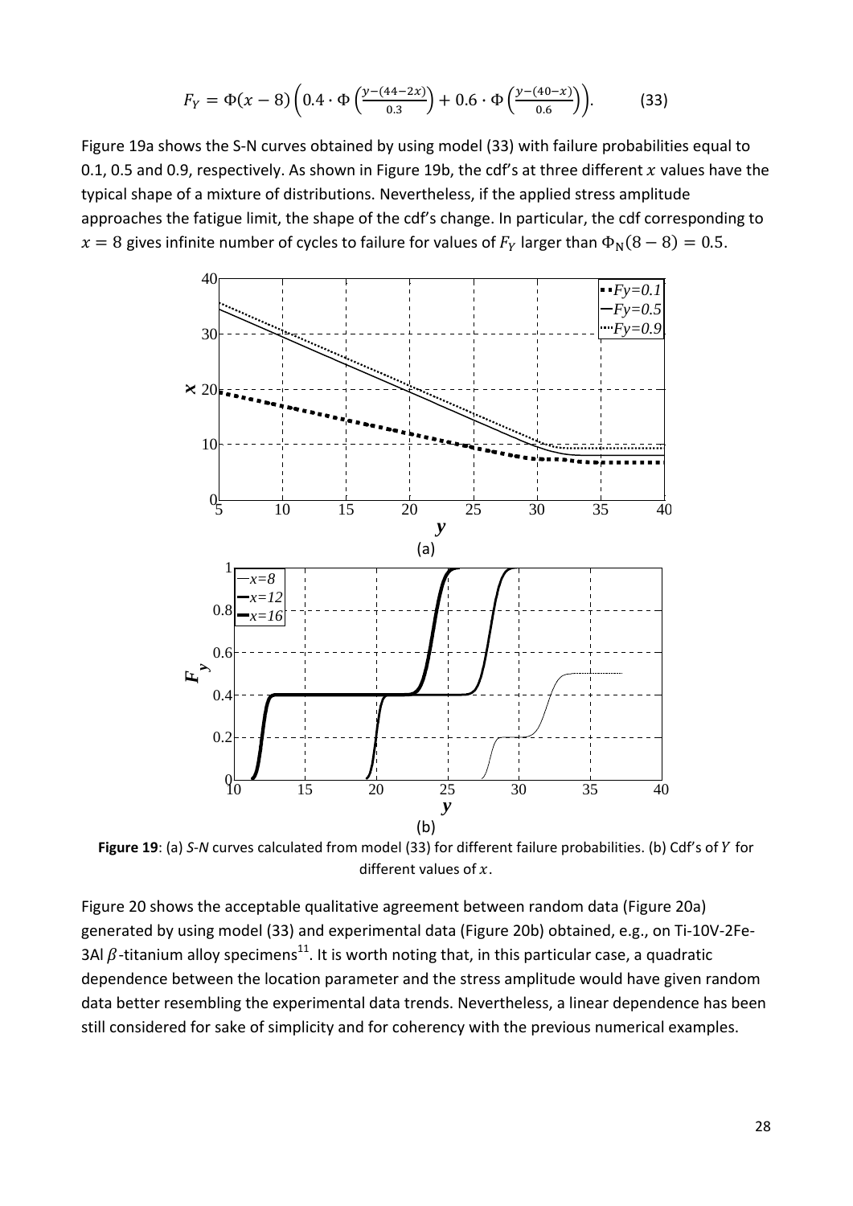$$F_Y = \Phi(x-8)\left(0.4 \cdot \Phi\left(\frac{y-(44-2x)}{0.3}\right) + 0.6 \cdot \Phi\left(\frac{y-(40-x)}{0.6}\right)\right). \qquad (33)$$

Figure 19a shows the S-N curves obtained by using model (33) with failure probabilities equal to 0.1, 0.5 and 0.9, respectively. As shown in Figure 19b, the cdf's at three different $x$ values have the typical shape of a mixture of distributions. Nevertheless, if the applied stress amplitude approaches the fatigue limit, the shape of the cdf's change. In particular, the cdf corresponding to $x = 8$ gives infinite number of cycles to failure for values of $F_Y$ larger than $\Phi_N(8-8) = 0.5$.

**Figure 19**: (a) *S-N* curves calculated from model (33) for different failure probabilities. (b) Cdf's of $Y$ for different values of $x$.

Figure 20 shows the acceptable qualitative agreement between random data (Figure 20a) generated by using model (33) and experimental data (Figure 20b) obtained, e.g., on Ti-10V-2Fe-3Al $\beta$-titanium alloy specimens[11]. It is worth noting that, in this particular case, a quadratic dependence between the location parameter and the stress amplitude would have given random data better resembling the experimental data trends. Nevertheless, a linear dependence has been still considered for sake of simplicity and for coherency with the previous numerical examples.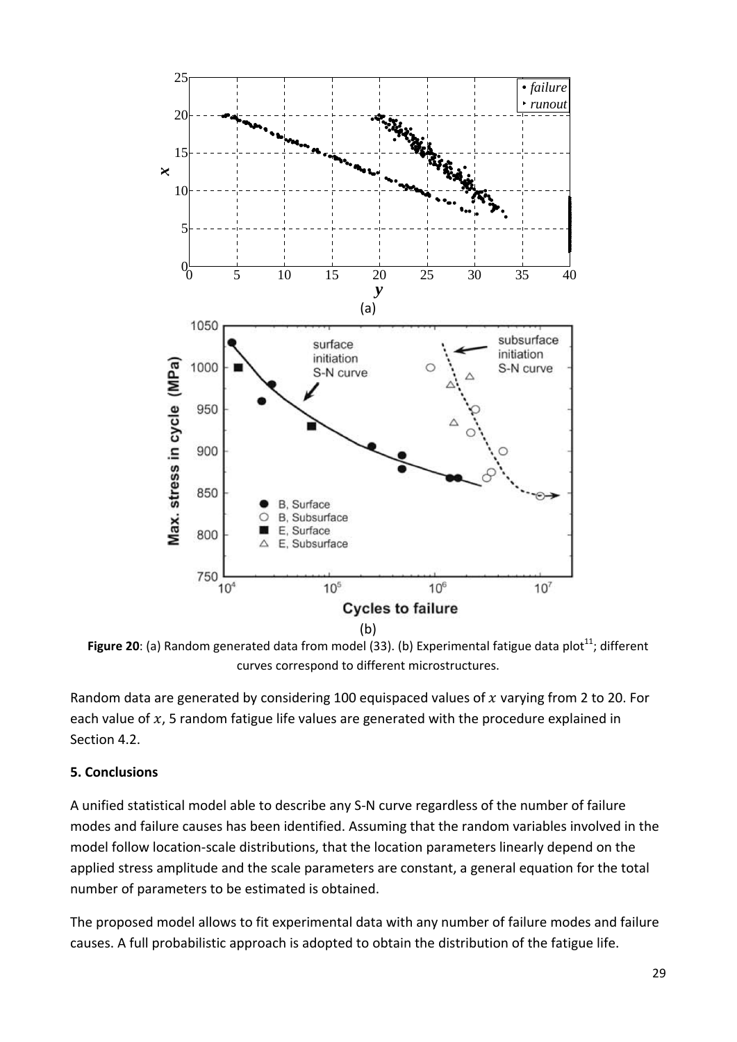**Figure 20**: (a) Random generated data from model (33). (b) Experimental fatigue data plot[11]; different curves correspond to different microstructures.

Random data are generated by considering 100 equispaced values of $x$ varying from 2 to 20. For each value of $x$, 5 random fatigue life values are generated with the procedure explained in Section 4.2.

### 5. Conclusions

A unified statistical model able to describe any S-N curve regardless of the number of failure modes and failure causes has been identified. Assuming that the random variables involved in the model follow location-scale distributions, that the location parameters linearly depend on the applied stress amplitude and the scale parameters are constant, a general equation for the total number of parameters to be estimated is obtained.

The proposed model allows to fit experimental data with any number of failure modes and failure causes. A full probabilistic approach is adopted to obtain the distribution of the fatigue life.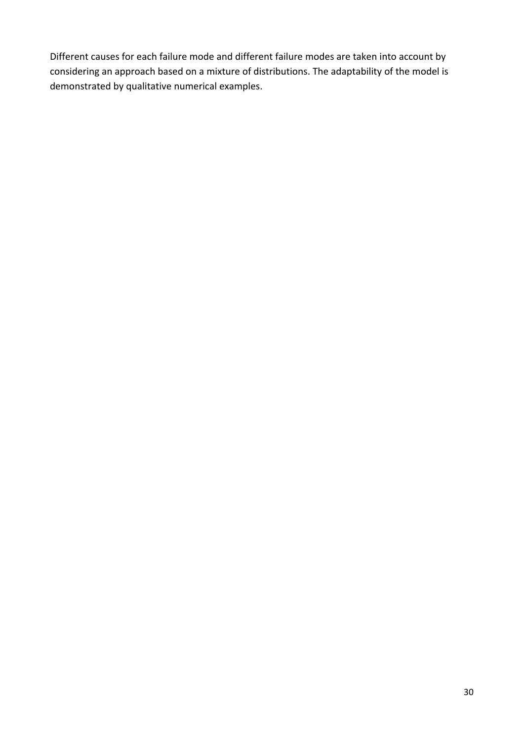Different causes for each failure mode and different failure modes are taken into account by considering an approach based on a mixture of distributions. The adaptability of the model is demonstrated by qualitative numerical examples.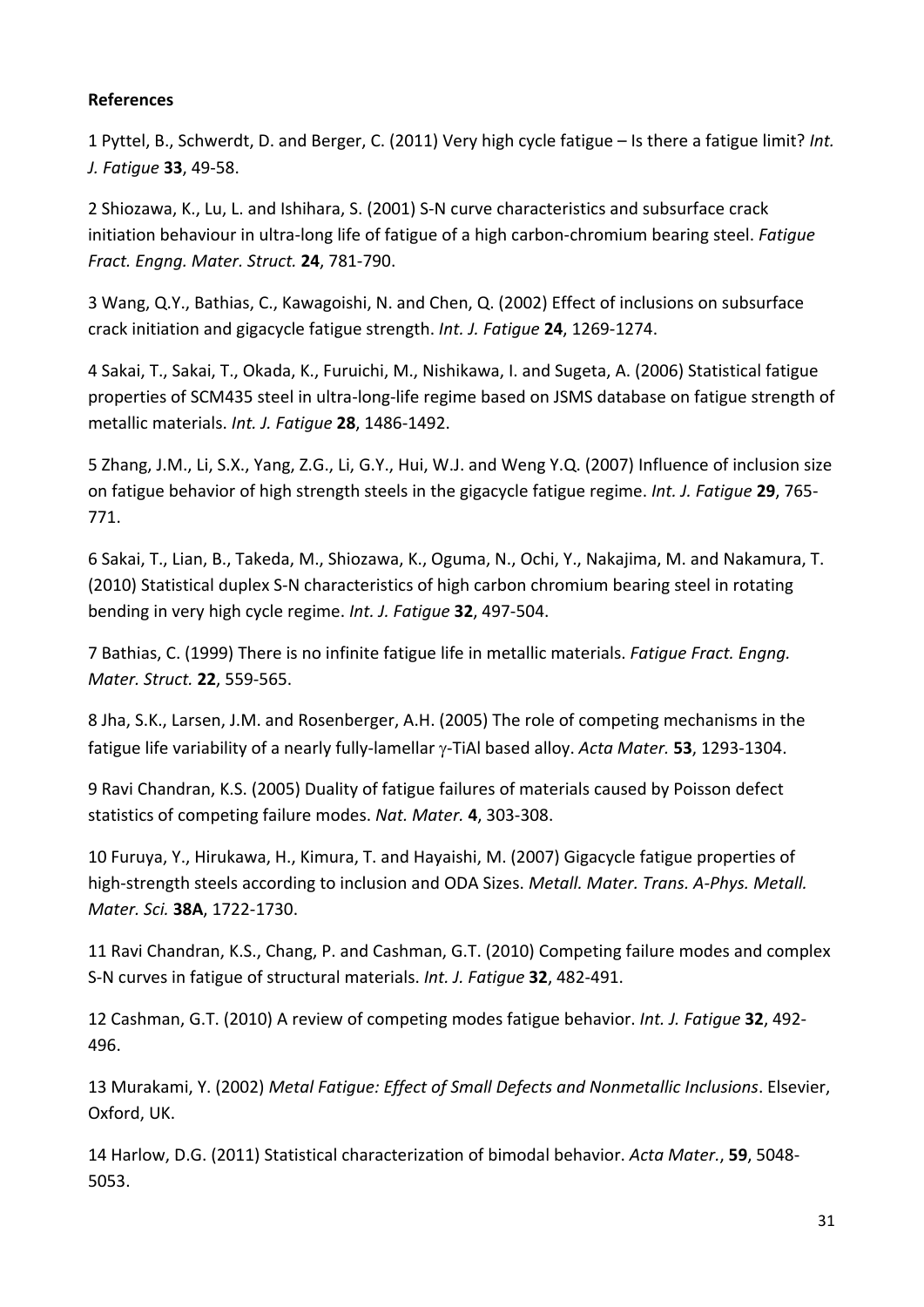**References**

1 Pyttel, B., Schwerdt, D. and Berger, C. (2011) Very high cycle fatigue – Is there a fatigue limit? *Int. J. Fatigue* **33**, 49-58.

2 Shiozawa, K., Lu, L. and Ishihara, S. (2001) S-N curve characteristics and subsurface crack initiation behaviour in ultra-long life of fatigue of a high carbon-chromium bearing steel. *Fatigue Fract. Engng. Mater. Struct.* **24**, 781-790.

3 Wang, Q.Y., Bathias, C., Kawagoishi, N. and Chen, Q. (2002) Effect of inclusions on subsurface crack initiation and gigacycle fatigue strength. *Int. J. Fatigue* **24**, 1269-1274.

4 Sakai, T., Sakai, T., Okada, K., Furuichi, M., Nishikawa, I. and Sugeta, A. (2006) Statistical fatigue properties of SCM435 steel in ultra-long-life regime based on JSMS database on fatigue strength of metallic materials. *Int. J. Fatigue* **28**, 1486-1492.

5 Zhang, J.M., Li, S.X., Yang, Z.G., Li, G.Y., Hui, W.J. and Weng Y.Q. (2007) Influence of inclusion size on fatigue behavior of high strength steels in the gigacycle fatigue regime. *Int. J. Fatigue* **29**, 765-771.

6 Sakai, T., Lian, B., Takeda, M., Shiozawa, K., Oguma, N., Ochi, Y., Nakajima, M. and Nakamura, T. (2010) Statistical duplex S-N characteristics of high carbon chromium bearing steel in rotating bending in very high cycle regime. *Int. J. Fatigue* **32**, 497-504.

7 Bathias, C. (1999) There is no infinite fatigue life in metallic materials. *Fatigue Fract. Engng. Mater. Struct.* **22**, 559-565.

8 Jha, S.K., Larsen, J.M. and Rosenberger, A.H. (2005) The role of competing mechanisms in the fatigue life variability of a nearly fully-lamellar $\gamma$-TiAl based alloy. *Acta Mater.* **53**, 1293-1304.

9 Ravi Chandran, K.S. (2005) Duality of fatigue failures of materials caused by Poisson defect statistics of competing failure modes. *Nat. Mater.* **4**, 303-308.

10 Furuya, Y., Hirukawa, H., Kimura, T. and Hayaishi, M. (2007) Gigacycle fatigue properties of high-strength steels according to inclusion and ODA Sizes. *Metall. Mater. Trans. A-Phys. Metall. Mater. Sci.* **38A**, 1722-1730.

11 Ravi Chandran, K.S., Chang, P. and Cashman, G.T. (2010) Competing failure modes and complex S-N curves in fatigue of structural materials. *Int. J. Fatigue* **32**, 482-491.

12 Cashman, G.T. (2010) A review of competing modes fatigue behavior. *Int. J. Fatigue* **32**, 492-496.

13 Murakami, Y. (2002) *Metal Fatigue: Effect of Small Defects and Nonmetallic Inclusions*. Elsevier, Oxford, UK.

14 Harlow, D.G. (2011) Statistical characterization of bimodal behavior. *Acta Mater.*, **59**, 5048-5053.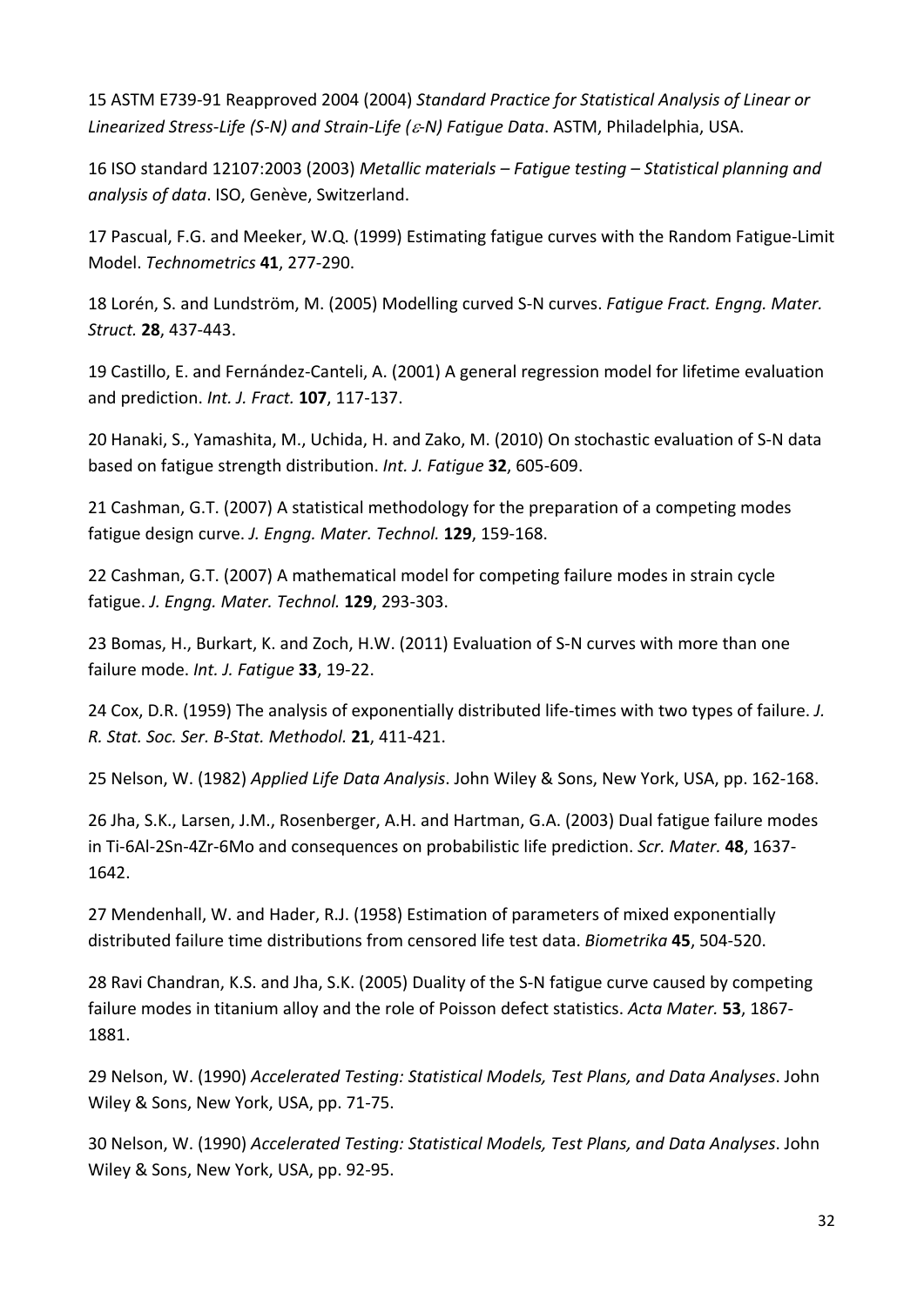15 ASTM E739-91 Reapproved 2004 (2004) *Standard Practice for Statistical Analysis of Linear or Linearized Stress-Life (S-N) and Strain-Life ($\varepsilon$-N) Fatigue Data*. ASTM, Philadelphia, USA.

16 ISO standard 12107:2003 (2003) *Metallic materials – Fatigue testing – Statistical planning and analysis of data*. ISO, Genève, Switzerland.

17 Pascual, F.G. and Meeker, W.Q. (1999) Estimating fatigue curves with the Random Fatigue-Limit Model. *Technometrics* **41**, 277-290.

18 Lorén, S. and Lundström, M. (2005) Modelling curved S-N curves. *Fatigue Fract. Engng. Mater. Struct.* **28**, 437-443.

19 Castillo, E. and Fernández-Canteli, A. (2001) A general regression model for lifetime evaluation and prediction. *Int. J. Fract.* **107**, 117-137.

20 Hanaki, S., Yamashita, M., Uchida, H. and Zako, M. (2010) On stochastic evaluation of S-N data based on fatigue strength distribution. *Int. J. Fatigue* **32**, 605-609.

21 Cashman, G.T. (2007) A statistical methodology for the preparation of a competing modes fatigue design curve. *J. Engng. Mater. Technol.* **129**, 159-168.

22 Cashman, G.T. (2007) A mathematical model for competing failure modes in strain cycle fatigue. *J. Engng. Mater. Technol.* **129**, 293-303.

23 Bomas, H., Burkart, K. and Zoch, H.W. (2011) Evaluation of S-N curves with more than one failure mode. *Int. J. Fatigue* **33**, 19-22.

24 Cox, D.R. (1959) The analysis of exponentially distributed life-times with two types of failure. *J. R. Stat. Soc. Ser. B-Stat. Methodol.* **21**, 411-421.

25 Nelson, W. (1982) *Applied Life Data Analysis*. John Wiley & Sons, New York, USA, pp. 162-168.

26 Jha, S.K., Larsen, J.M., Rosenberger, A.H. and Hartman, G.A. (2003) Dual fatigue failure modes in Ti-6Al-2Sn-4Zr-6Mo and consequences on probabilistic life prediction. *Scr. Mater.* **48**, 1637-1642.

27 Mendenhall, W. and Hader, R.J. (1958) Estimation of parameters of mixed exponentially distributed failure time distributions from censored life test data. *Biometrika* **45**, 504-520.

28 Ravi Chandran, K.S. and Jha, S.K. (2005) Duality of the S-N fatigue curve caused by competing failure modes in titanium alloy and the role of Poisson defect statistics. *Acta Mater.* **53**, 1867-1881.

29 Nelson, W. (1990) *Accelerated Testing: Statistical Models, Test Plans, and Data Analyses*. John Wiley & Sons, New York, USA, pp. 71-75.

30 Nelson, W. (1990) *Accelerated Testing: Statistical Models, Test Plans, and Data Analyses*. John Wiley & Sons, New York, USA, pp. 92-95.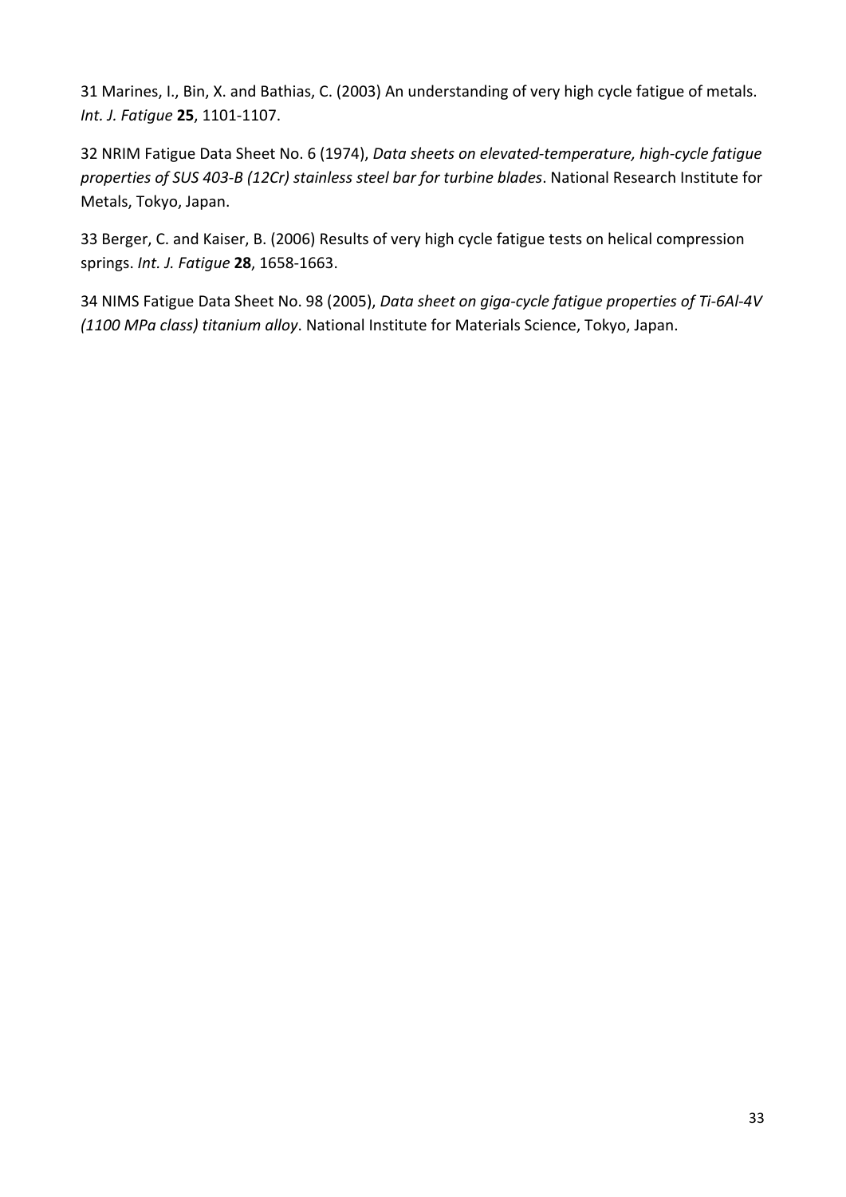31 Marines, I., Bin, X. and Bathias, C. (2003) An understanding of very high cycle fatigue of metals. *Int. J. Fatigue* **25**, 1101-1107.

32 NRIM Fatigue Data Sheet No. 6 (1974), *Data sheets on elevated-temperature, high-cycle fatigue properties of SUS 403-B (12Cr) stainless steel bar for turbine blades*. National Research Institute for Metals, Tokyo, Japan.

33 Berger, C. and Kaiser, B. (2006) Results of very high cycle fatigue tests on helical compression springs. *Int. J. Fatigue* **28**, 1658-1663.

34 NIMS Fatigue Data Sheet No. 98 (2005), *Data sheet on giga-cycle fatigue properties of Ti-6Al-4V (1100 MPa class) titanium alloy*. National Institute for Materials Science, Tokyo, Japan.